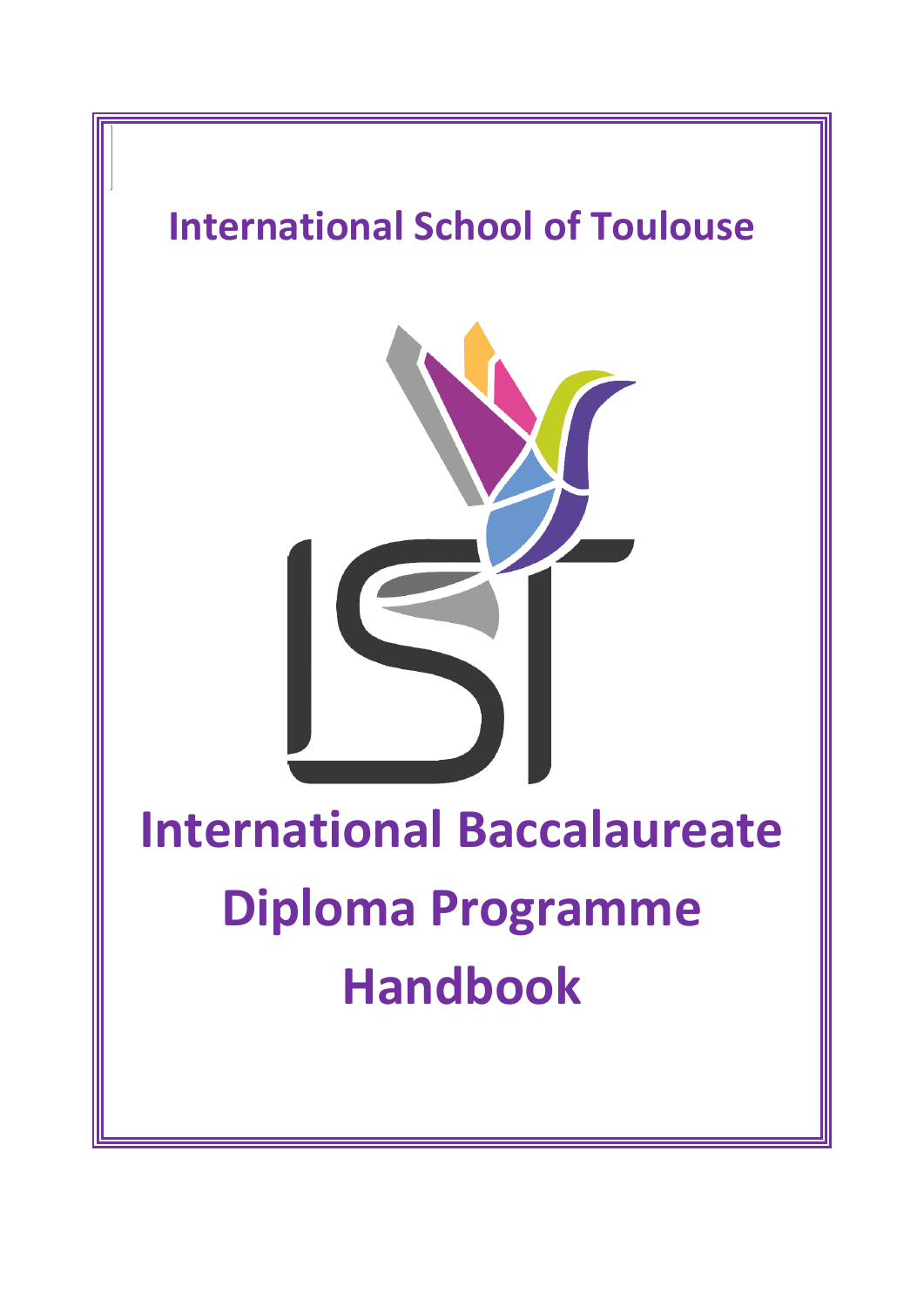# International School of Toulouse

# International Baccalaureate Diploma Programme Handbook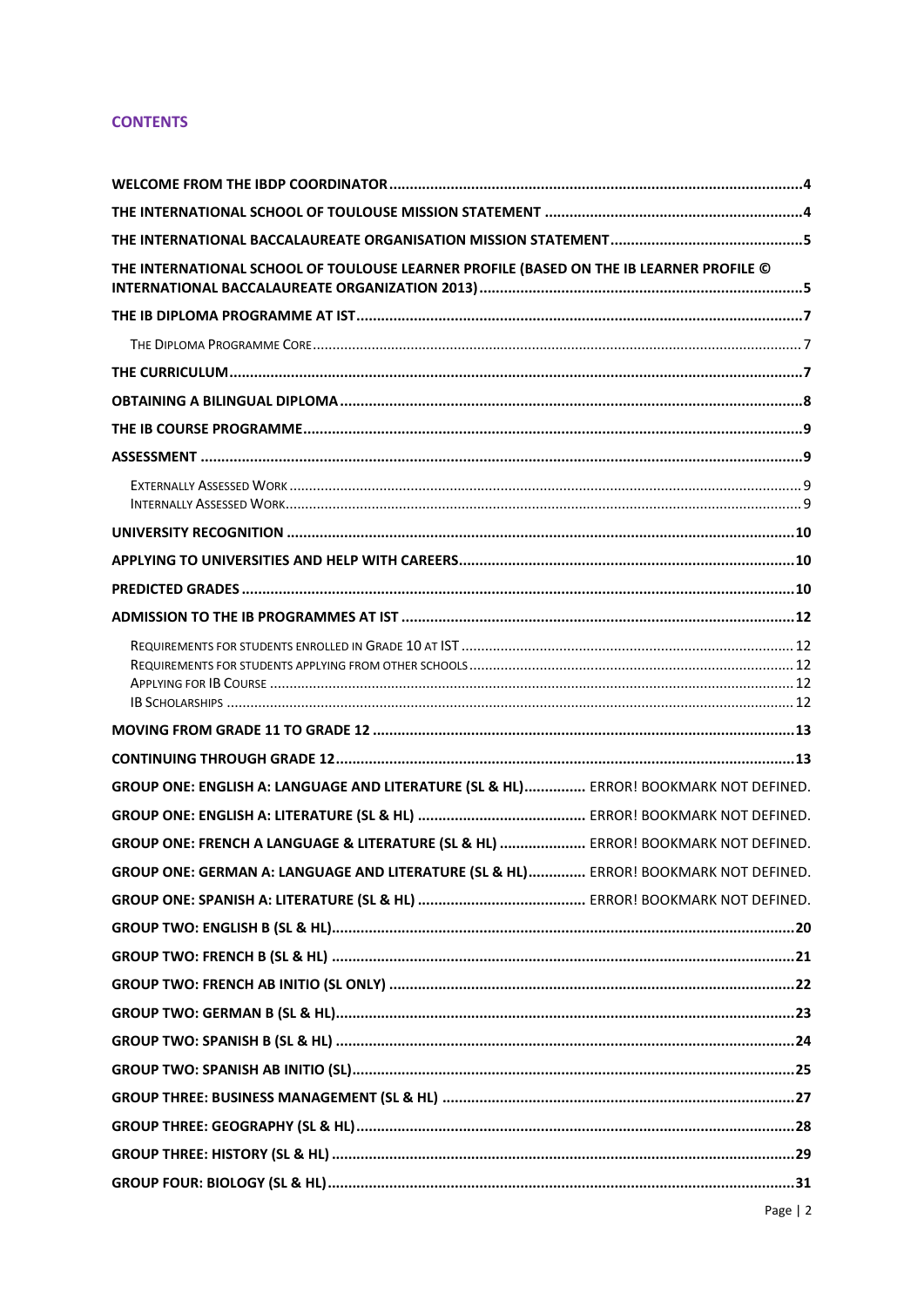## CONTENTS

- WELCOME FROM THE IBDP COORDINATOR ..... 4
- THE INTERNATIONAL SCHOOL OF TOULOUSE MISSION STATEMENT ..... 4
- THE INTERNATIONAL BACCALAUREATE ORGANISATION MISSION STATEMENT ..... 5
- THE INTERNATIONAL SCHOOL OF TOULOUSE LEARNER PROFILE (BASED ON THE IB LEARNER PROFILE © INTERNATIONAL BACCALAUREATE ORGANIZATION 2013) ..... 5
- THE IB DIPLOMA PROGRAMME AT IST ..... 7
  - The Diploma Programme Core ..... 7
- THE CURRICULUM ..... 7
- OBTAINING A BILINGUAL DIPLOMA ..... 8
- THE IB COURSE PROGRAMME ..... 9
- ASSESSMENT ..... 9
  - Externally Assessed Work ..... 9
  - Internally Assessed Work ..... 9
- UNIVERSITY RECOGNITION ..... 10
- APPLYING TO UNIVERSITIES AND HELP WITH CAREERS ..... 10
- PREDICTED GRADES ..... 10
- ADMISSION TO THE IB PROGRAMMES AT IST ..... 12
  - Requirements for students enrolled in Grade 10 at IST ..... 12
  - Requirements for students applying from other schools ..... 12
  - Applying for IB Course ..... 12
  - IB Scholarships ..... 12
- MOVING FROM GRADE 11 TO GRADE 12 ..... 13
- CONTINUING THROUGH GRADE 12 ..... 13
- GROUP ONE: ENGLISH A: LANGUAGE AND LITERATURE (SL & HL) ..... ERROR! BOOKMARK NOT DEFINED.
- GROUP ONE: ENGLISH A: LITERATURE (SL & HL) ..... ERROR! BOOKMARK NOT DEFINED.
- GROUP ONE: FRENCH A LANGUAGE & LITERATURE (SL & HL) ..... ERROR! BOOKMARK NOT DEFINED.
- GROUP ONE: GERMAN A: LANGUAGE AND LITERATURE (SL & HL) ..... ERROR! BOOKMARK NOT DEFINED.
- GROUP ONE: SPANISH A: LITERATURE (SL & HL) ..... ERROR! BOOKMARK NOT DEFINED.
- GROUP TWO: ENGLISH B (SL & HL) ..... 20
- GROUP TWO: FRENCH B (SL & HL) ..... 21
- GROUP TWO: FRENCH AB INITIO (SL ONLY) ..... 22
- GROUP TWO: GERMAN B (SL & HL) ..... 23
- GROUP TWO: SPANISH B (SL & HL) ..... 24
- GROUP TWO: SPANISH AB INITIO (SL) ..... 25
- GROUP THREE: BUSINESS MANAGEMENT (SL & HL) ..... 27
- GROUP THREE: GEOGRAPHY (SL & HL) ..... 28
- GROUP THREE: HISTORY (SL & HL) ..... 29
- GROUP FOUR: BIOLOGY (SL & HL) ..... 31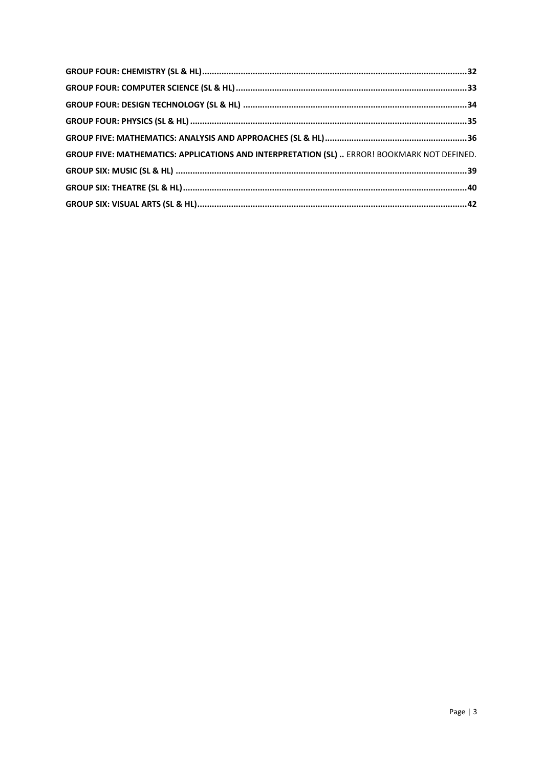**GROUP FOUR: CHEMISTRY (SL & HL)** ............................................................ **32**

**GROUP FOUR: COMPUTER SCIENCE (SL & HL)** ............................................................ **33**

**GROUP FOUR: DESIGN TECHNOLOGY (SL & HL)** ............................................................ **34**

**GROUP FOUR: PHYSICS (SL & HL)** ............................................................ **35**

**GROUP FIVE: MATHEMATICS: ANALYSIS AND APPROACHES (SL & HL)** ............................................................ **36**

**GROUP FIVE: MATHEMATICS: APPLICATIONS AND INTERPRETATION (SL) ..** ERROR! BOOKMARK NOT DEFINED.

**GROUP SIX: MUSIC (SL & HL)** ............................................................ **39**

**GROUP SIX: THEATRE (SL & HL)** ............................................................ **40**

**GROUP SIX: VISUAL ARTS (SL & HL)** ............................................................ **42**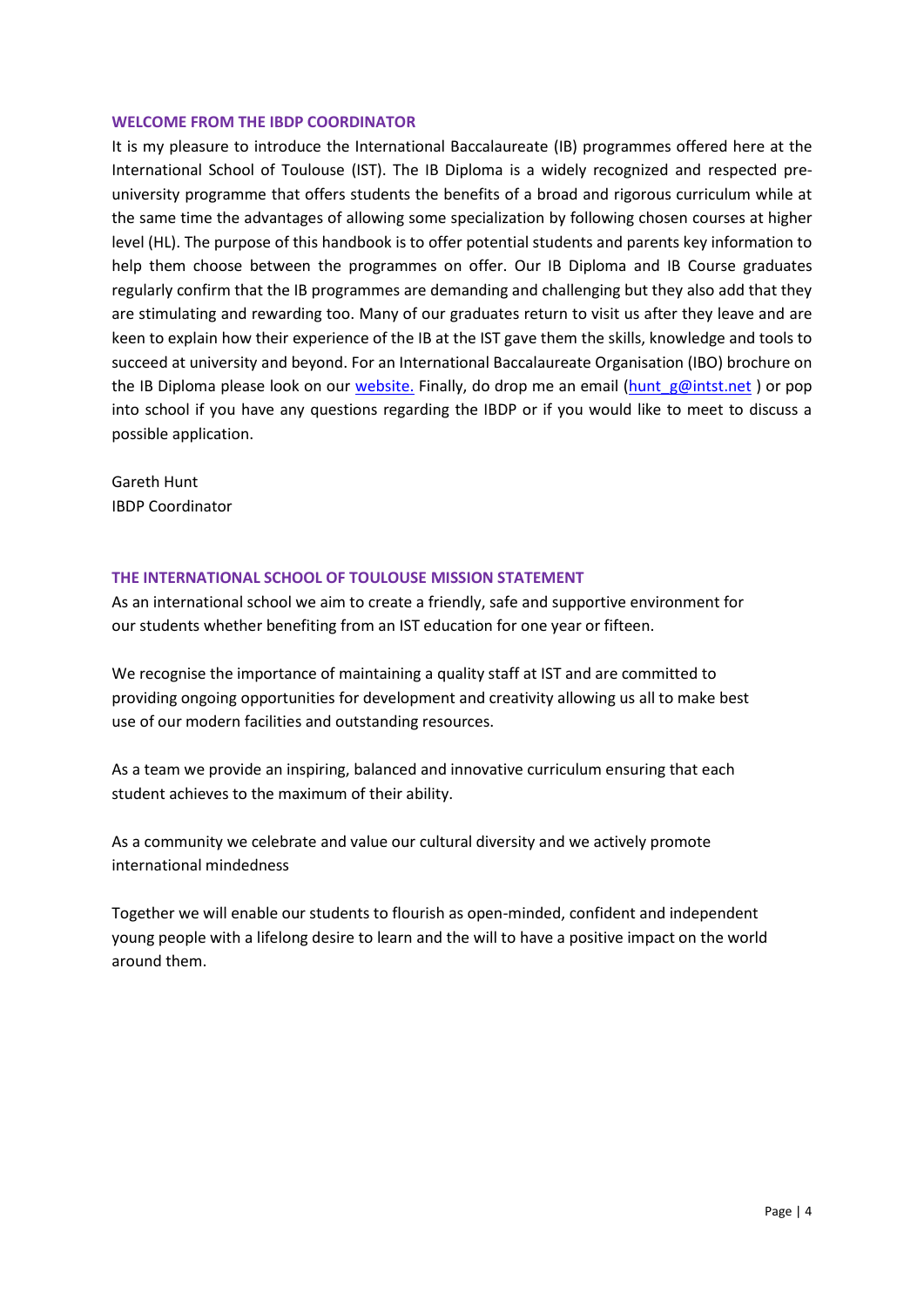## WELCOME FROM THE IBDP COORDINATOR

It is my pleasure to introduce the International Baccalaureate (IB) programmes offered here at the International School of Toulouse (IST). The IB Diploma is a widely recognized and respected pre-university programme that offers students the benefits of a broad and rigorous curriculum while at the same time the advantages of allowing some specialization by following chosen courses at higher level (HL). The purpose of this handbook is to offer potential students and parents key information to help them choose between the programmes on offer. Our IB Diploma and IB Course graduates regularly confirm that the IB programmes are demanding and challenging but they also add that they are stimulating and rewarding too. Many of our graduates return to visit us after they leave and are keen to explain how their experience of the IB at the IST gave them the skills, knowledge and tools to succeed at university and beyond. For an International Baccalaureate Organisation (IBO) brochure on the IB Diploma please look on our website. Finally, do drop me an email (hunt_g@intst.net ) or pop into school if you have any questions regarding the IBDP or if you would like to meet to discuss a possible application.

Gareth Hunt
IBDP Coordinator

## THE INTERNATIONAL SCHOOL OF TOULOUSE MISSION STATEMENT

As an international school we aim to create a friendly, safe and supportive environment for our students whether benefiting from an IST education for one year or fifteen.

We recognise the importance of maintaining a quality staff at IST and are committed to providing ongoing opportunities for development and creativity allowing us all to make best use of our modern facilities and outstanding resources.

As a team we provide an inspiring, balanced and innovative curriculum ensuring that each student achieves to the maximum of their ability.

As a community we celebrate and value our cultural diversity and we actively promote international mindedness

Together we will enable our students to flourish as open-minded, confident and independent young people with a lifelong desire to learn and the will to have a positive impact on the world around them.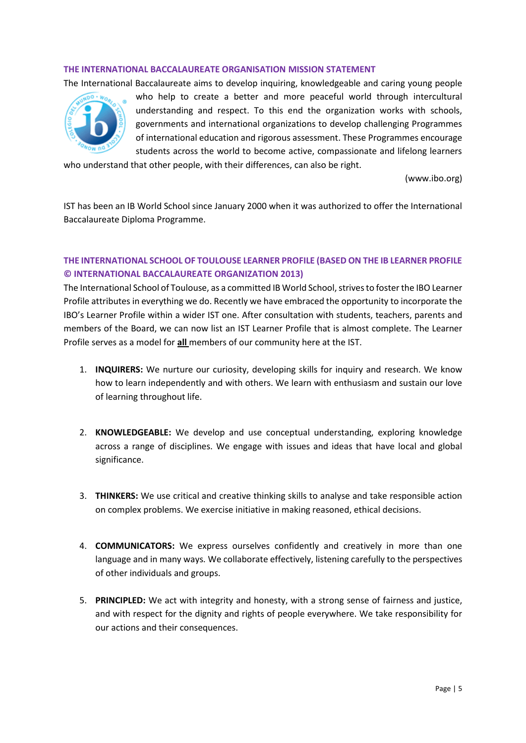### THE INTERNATIONAL BACCALAUREATE ORGANISATION MISSION STATEMENT

The International Baccalaureate aims to develop inquiring, knowledgeable and caring young people who help to create a better and more peaceful world through intercultural understanding and respect. To this end the organization works with schools, governments and international organizations to develop challenging Programmes of international education and rigorous assessment. These Programmes encourage students across the world to become active, compassionate and lifelong learners who understand that other people, with their differences, can also be right.

(www.ibo.org)

IST has been an IB World School since January 2000 when it was authorized to offer the International Baccalaureate Diploma Programme.

### THE INTERNATIONAL SCHOOL OF TOULOUSE LEARNER PROFILE (BASED ON THE IB LEARNER PROFILE © INTERNATIONAL BACCALAUREATE ORGANIZATION 2013)

The International School of Toulouse, as a committed IB World School, strives to foster the IBO Learner Profile attributes in everything we do. Recently we have embraced the opportunity to incorporate the IBO's Learner Profile within a wider IST one. After consultation with students, teachers, parents and members of the Board, we can now list an IST Learner Profile that is almost complete. The Learner Profile serves as a model for **all** members of our community here at the IST.

1. **INQUIRERS:** We nurture our curiosity, developing skills for inquiry and research. We know how to learn independently and with others. We learn with enthusiasm and sustain our love of learning throughout life.

2. **KNOWLEDGEABLE:** We develop and use conceptual understanding, exploring knowledge across a range of disciplines. We engage with issues and ideas that have local and global significance.

3. **THINKERS:** We use critical and creative thinking skills to analyse and take responsible action on complex problems. We exercise initiative in making reasoned, ethical decisions.

4. **COMMUNICATORS:** We express ourselves confidently and creatively in more than one language and in many ways. We collaborate effectively, listening carefully to the perspectives of other individuals and groups.

5. **PRINCIPLED:** We act with integrity and honesty, with a strong sense of fairness and justice, and with respect for the dignity and rights of people everywhere. We take responsibility for our actions and their consequences.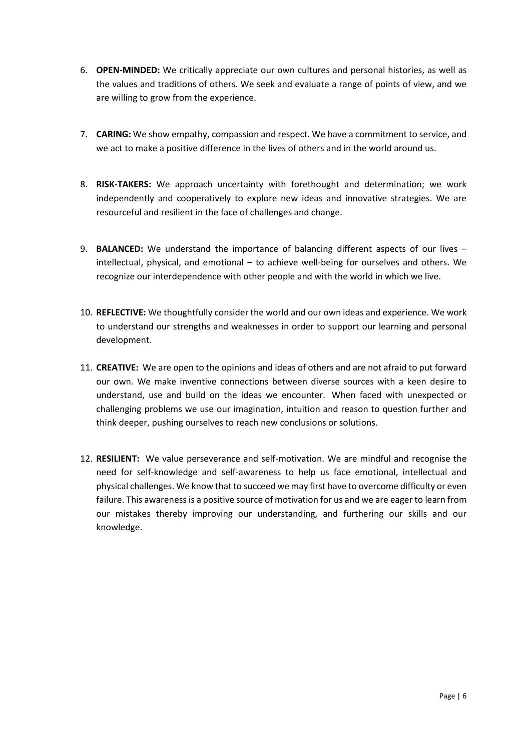6. **OPEN-MINDED:** We critically appreciate our own cultures and personal histories, as well as the values and traditions of others. We seek and evaluate a range of points of view, and we are willing to grow from the experience.

7. **CARING:** We show empathy, compassion and respect. We have a commitment to service, and we act to make a positive difference in the lives of others and in the world around us.

8. **RISK-TAKERS:** We approach uncertainty with forethought and determination; we work independently and cooperatively to explore new ideas and innovative strategies. We are resourceful and resilient in the face of challenges and change.

9. **BALANCED:** We understand the importance of balancing different aspects of our lives – intellectual, physical, and emotional – to achieve well-being for ourselves and others. We recognize our interdependence with other people and with the world in which we live.

10. **REFLECTIVE:** We thoughtfully consider the world and our own ideas and experience. We work to understand our strengths and weaknesses in order to support our learning and personal development.

11. **CREATIVE:** We are open to the opinions and ideas of others and are not afraid to put forward our own. We make inventive connections between diverse sources with a keen desire to understand, use and build on the ideas we encounter. When faced with unexpected or challenging problems we use our imagination, intuition and reason to question further and think deeper, pushing ourselves to reach new conclusions or solutions.

12. **RESILIENT:** We value perseverance and self-motivation. We are mindful and recognise the need for self-knowledge and self-awareness to help us face emotional, intellectual and physical challenges. We know that to succeed we may first have to overcome difficulty or even failure. This awareness is a positive source of motivation for us and we are eager to learn from our mistakes thereby improving our understanding, and furthering our skills and our knowledge.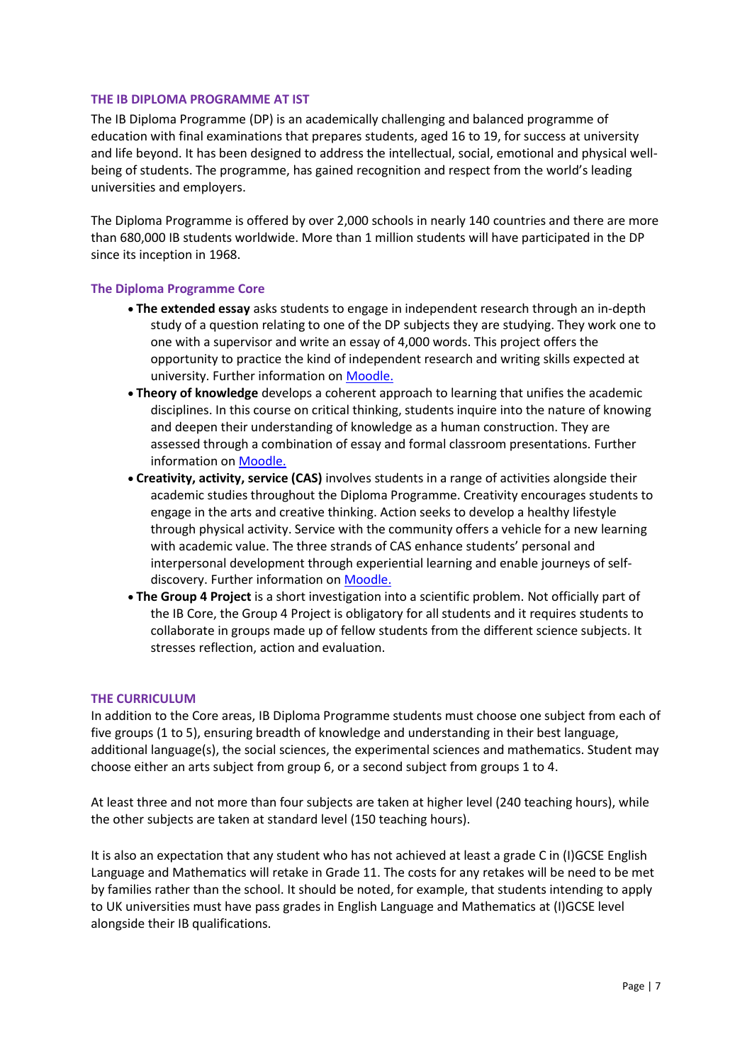## THE IB DIPLOMA PROGRAMME AT IST

The IB Diploma Programme (DP) is an academically challenging and balanced programme of education with final examinations that prepares students, aged 16 to 19, for success at university and life beyond. It has been designed to address the intellectual, social, emotional and physical well-being of students. The programme, has gained recognition and respect from the world's leading universities and employers.

The Diploma Programme is offered by over 2,000 schools in nearly 140 countries and there are more than 680,000 IB students worldwide. More than 1 million students will have participated in the DP since its inception in 1968.

### The Diploma Programme Core

- **The extended essay** asks students to engage in independent research through an in-depth study of a question relating to one of the DP subjects they are studying. They work one to one with a supervisor and write an essay of 4,000 words. This project offers the opportunity to practice the kind of independent research and writing skills expected at university. Further information on [Moodle.](#)
- **Theory of knowledge** develops a coherent approach to learning that unifies the academic disciplines. In this course on critical thinking, students inquire into the nature of knowing and deepen their understanding of knowledge as a human construction. They are assessed through a combination of essay and formal classroom presentations. Further information on [Moodle.](#)
- **Creativity, activity, service (CAS)** involves students in a range of activities alongside their academic studies throughout the Diploma Programme. Creativity encourages students to engage in the arts and creative thinking. Action seeks to develop a healthy lifestyle through physical activity. Service with the community offers a vehicle for a new learning with academic value. The three strands of CAS enhance students' personal and interpersonal development through experiential learning and enable journeys of self-discovery. Further information on [Moodle.](#)
- **The Group 4 Project** is a short investigation into a scientific problem. Not officially part of the IB Core, the Group 4 Project is obligatory for all students and it requires students to collaborate in groups made up of fellow students from the different science subjects. It stresses reflection, action and evaluation.

## THE CURRICULUM

In addition to the Core areas, IB Diploma Programme students must choose one subject from each of five groups (1 to 5), ensuring breadth of knowledge and understanding in their best language, additional language(s), the social sciences, the experimental sciences and mathematics. Student may choose either an arts subject from group 6, or a second subject from groups 1 to 4.

At least three and not more than four subjects are taken at higher level (240 teaching hours), while the other subjects are taken at standard level (150 teaching hours).

It is also an expectation that any student who has not achieved at least a grade C in (I)GCSE English Language and Mathematics will retake in Grade 11. The costs for any retakes will be need to be met by families rather than the school. It should be noted, for example, that students intending to apply to UK universities must have pass grades in English Language and Mathematics at (I)GCSE level alongside their IB qualifications.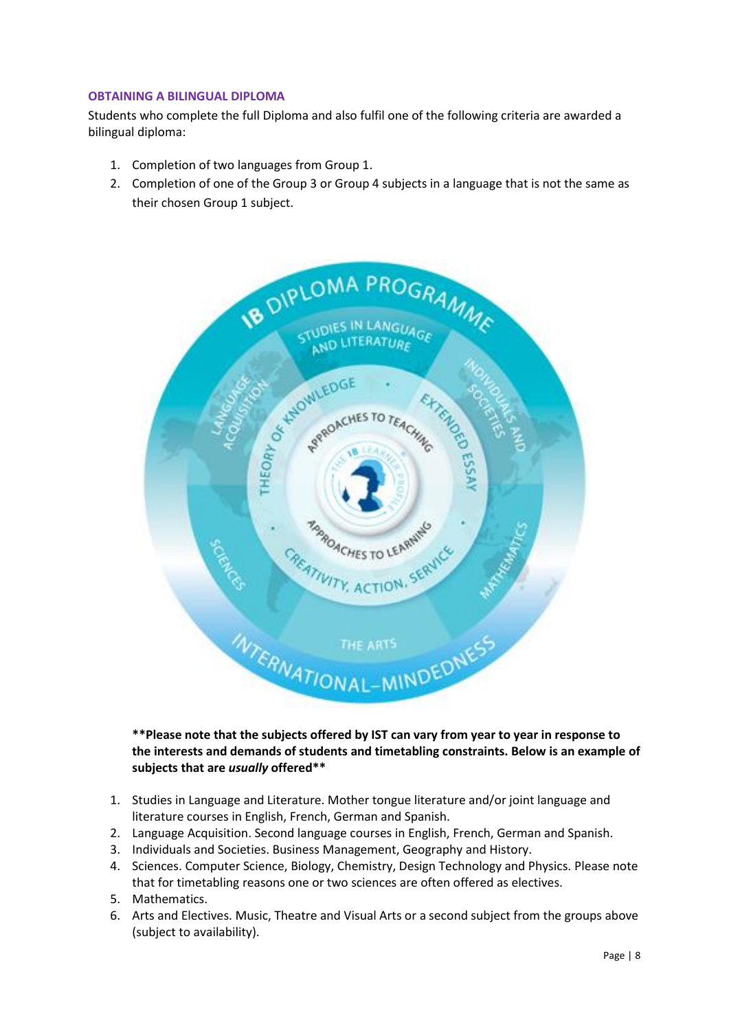### OBTAINING A BILINGUAL DIPLOMA

Students who complete the full Diploma and also fulfil one of the following criteria are awarded a bilingual diploma:

1. Completion of two languages from Group 1.
2. Completion of one of the Group 3 or Group 4 subjects in a language that is not the same as their chosen Group 1 subject.

**\*\*Please note that the subjects offered by IST can vary from year to year in response to the interests and demands of students and timetabling constraints. Below is an example of subjects that are *usually* offered\*\***

1. Studies in Language and Literature. Mother tongue literature and/or joint language and literature courses in English, French, German and Spanish.
2. Language Acquisition. Second language courses in English, French, German and Spanish.
3. Individuals and Societies. Business Management, Geography and History.
4. Sciences. Computer Science, Biology, Chemistry, Design Technology and Physics. Please note that for timetabling reasons one or two sciences are often offered as electives.
5. Mathematics.
6. Arts and Electives. Music, Theatre and Visual Arts or a second subject from the groups above (subject to availability).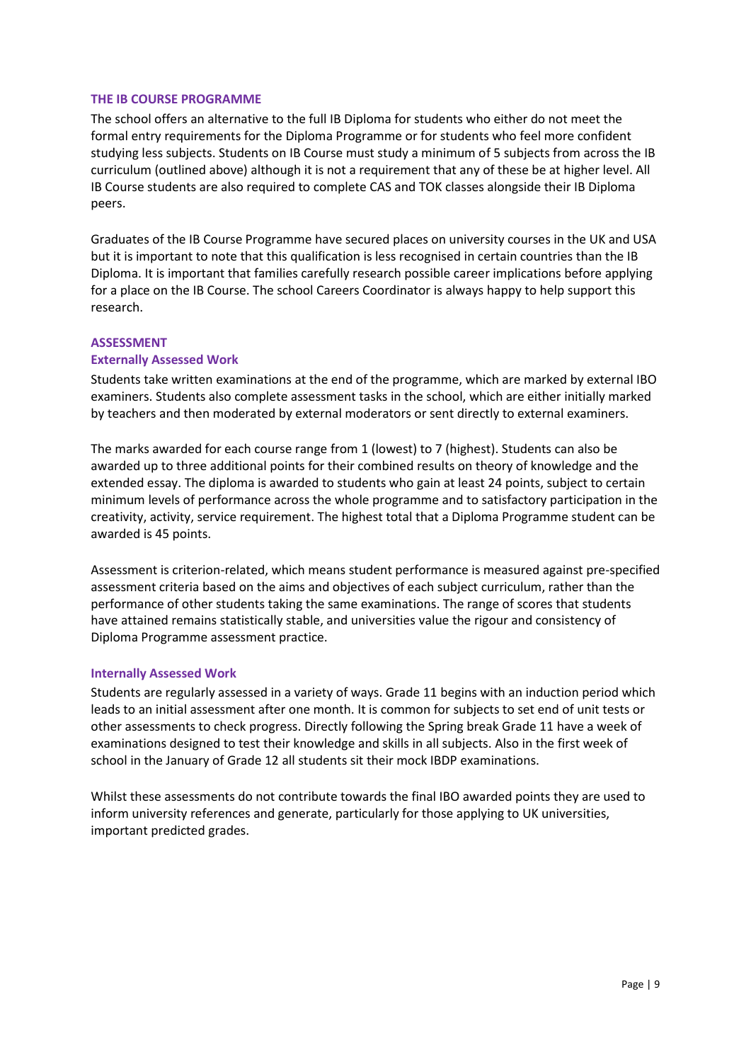## THE IB COURSE PROGRAMME

The school offers an alternative to the full IB Diploma for students who either do not meet the formal entry requirements for the Diploma Programme or for students who feel more confident studying less subjects. Students on IB Course must study a minimum of 5 subjects from across the IB curriculum (outlined above) although it is not a requirement that any of these be at higher level. All IB Course students are also required to complete CAS and TOK classes alongside their IB Diploma peers.

Graduates of the IB Course Programme have secured places on university courses in the UK and USA but it is important to note that this qualification is less recognised in certain countries than the IB Diploma. It is important that families carefully research possible career implications before applying for a place on the IB Course. The school Careers Coordinator is always happy to help support this research.

## ASSESSMENT

### Externally Assessed Work

Students take written examinations at the end of the programme, which are marked by external IBO examiners. Students also complete assessment tasks in the school, which are either initially marked by teachers and then moderated by external moderators or sent directly to external examiners.

The marks awarded for each course range from 1 (lowest) to 7 (highest). Students can also be awarded up to three additional points for their combined results on theory of knowledge and the extended essay. The diploma is awarded to students who gain at least 24 points, subject to certain minimum levels of performance across the whole programme and to satisfactory participation in the creativity, activity, service requirement. The highest total that a Diploma Programme student can be awarded is 45 points.

Assessment is criterion-related, which means student performance is measured against pre-specified assessment criteria based on the aims and objectives of each subject curriculum, rather than the performance of other students taking the same examinations. The range of scores that students have attained remains statistically stable, and universities value the rigour and consistency of Diploma Programme assessment practice.

### Internally Assessed Work

Students are regularly assessed in a variety of ways. Grade 11 begins with an induction period which leads to an initial assessment after one month. It is common for subjects to set end of unit tests or other assessments to check progress. Directly following the Spring break Grade 11 have a week of examinations designed to test their knowledge and skills in all subjects. Also in the first week of school in the January of Grade 12 all students sit their mock IBDP examinations.

Whilst these assessments do not contribute towards the final IBO awarded points they are used to inform university references and generate, particularly for those applying to UK universities, important predicted grades.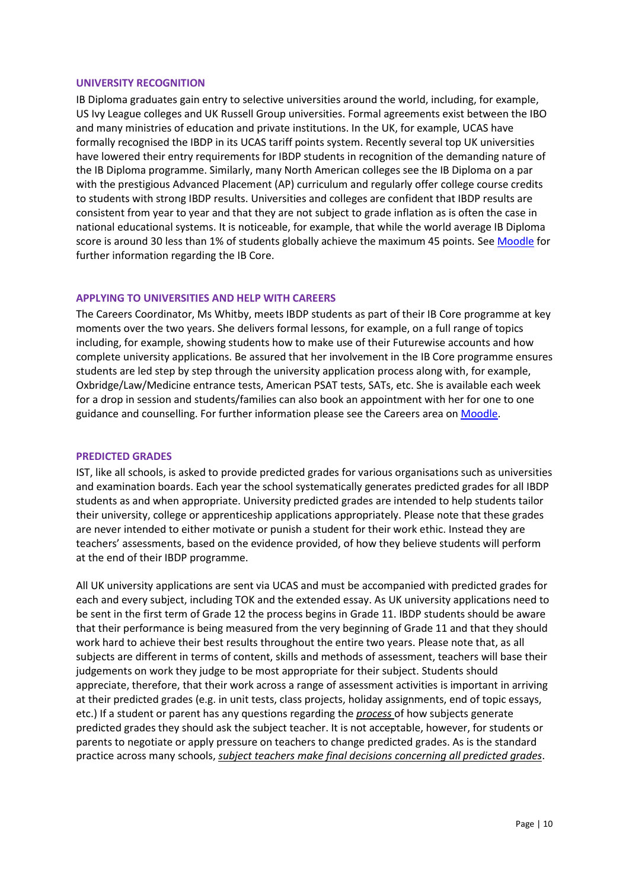## UNIVERSITY RECOGNITION

IB Diploma graduates gain entry to selective universities around the world, including, for example, US Ivy League colleges and UK Russell Group universities. Formal agreements exist between the IBO and many ministries of education and private institutions. In the UK, for example, UCAS have formally recognised the IBDP in its UCAS tariff points system. Recently several top UK universities have lowered their entry requirements for IBDP students in recognition of the demanding nature of the IB Diploma programme. Similarly, many North American colleges see the IB Diploma on a par with the prestigious Advanced Placement (AP) curriculum and regularly offer college course credits to students with strong IBDP results. Universities and colleges are confident that IBDP results are consistent from year to year and that they are not subject to grade inflation as is often the case in national educational systems. It is noticeable, for example, that while the world average IB Diploma score is around 30 less than 1% of students globally achieve the maximum 45 points. See Moodle for further information regarding the IB Core.

## APPLYING TO UNIVERSITIES AND HELP WITH CAREERS

The Careers Coordinator, Ms Whitby, meets IBDP students as part of their IB Core programme at key moments over the two years. She delivers formal lessons, for example, on a full range of topics including, for example, showing students how to make use of their Futurewise accounts and how complete university applications. Be assured that her involvement in the IB Core programme ensures students are led step by step through the university application process along with, for example, Oxbridge/Law/Medicine entrance tests, American PSAT tests, SATs, etc. She is available each week for a drop in session and students/families can also book an appointment with her for one to one guidance and counselling. For further information please see the Careers area on Moodle.

## PREDICTED GRADES

IST, like all schools, is asked to provide predicted grades for various organisations such as universities and examination boards. Each year the school systematically generates predicted grades for all IBDP students as and when appropriate. University predicted grades are intended to help students tailor their university, college or apprenticeship applications appropriately. Please note that these grades are never intended to either motivate or punish a student for their work ethic. Instead they are teachers' assessments, based on the evidence provided, of how they believe students will perform at the end of their IBDP programme.

All UK university applications are sent via UCAS and must be accompanied with predicted grades for each and every subject, including TOK and the extended essay. As UK university applications need to be sent in the first term of Grade 12 the process begins in Grade 11. IBDP students should be aware that their performance is being measured from the very beginning of Grade 11 and that they should work hard to achieve their best results throughout the entire two years. Please note that, as all subjects are different in terms of content, skills and methods of assessment, teachers will base their judgements on work they judge to be most appropriate for their subject. Students should appreciate, therefore, that their work across a range of assessment activities is important in arriving at their predicted grades (e.g. in unit tests, class projects, holiday assignments, end of topic essays, etc.) If a student or parent has any questions regarding the *process* of how subjects generate predicted grades they should ask the subject teacher. It is not acceptable, however, for students or parents to negotiate or apply pressure on teachers to change predicted grades. As is the standard practice across many schools, *subject teachers make final decisions concerning all predicted grades*.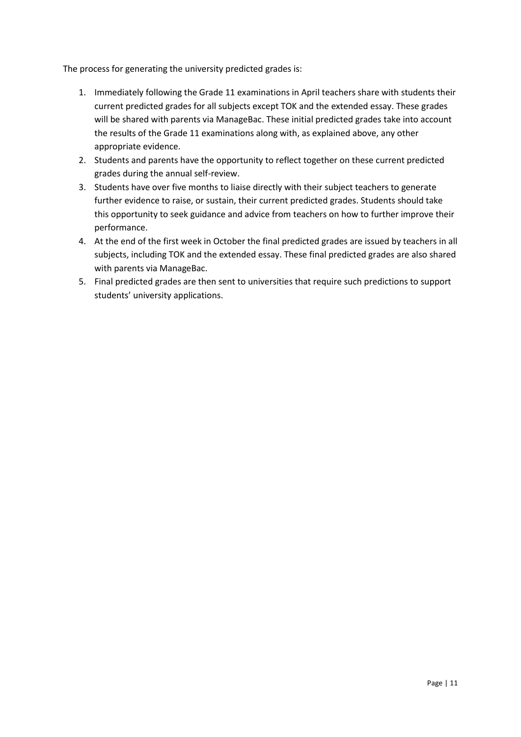The process for generating the university predicted grades is:

1. Immediately following the Grade 11 examinations in April teachers share with students their current predicted grades for all subjects except TOK and the extended essay. These grades will be shared with parents via ManageBac. These initial predicted grades take into account the results of the Grade 11 examinations along with, as explained above, any other appropriate evidence.
2. Students and parents have the opportunity to reflect together on these current predicted grades during the annual self-review.
3. Students have over five months to liaise directly with their subject teachers to generate further evidence to raise, or sustain, their current predicted grades. Students should take this opportunity to seek guidance and advice from teachers on how to further improve their performance.
4. At the end of the first week in October the final predicted grades are issued by teachers in all subjects, including TOK and the extended essay. These final predicted grades are also shared with parents via ManageBac.
5. Final predicted grades are then sent to universities that require such predictions to support students' university applications.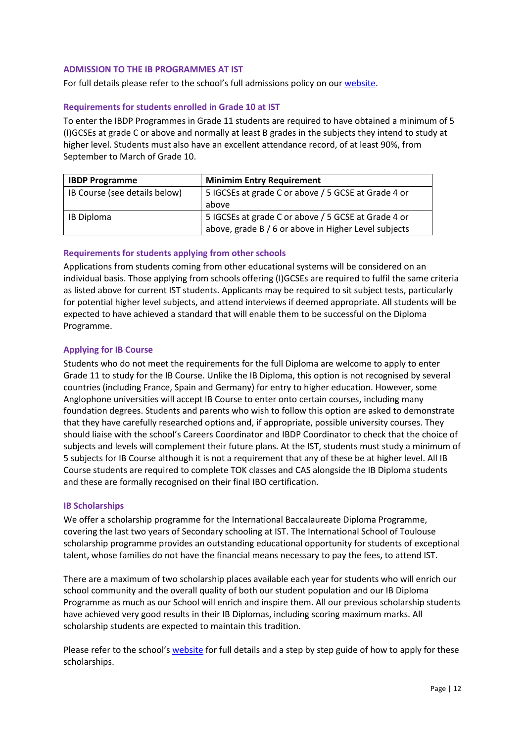## ADMISSION TO THE IB PROGRAMMES AT IST

For full details please refer to the school's full admissions policy on our [website](#).

### Requirements for students enrolled in Grade 10 at IST

To enter the IBDP Programmes in Grade 11 students are required to have obtained a minimum of 5 (I)GCSEs at grade C or above and normally at least B grades in the subjects they intend to study at higher level. Students must also have an excellent attendance record, of at least 90%, from September to March of Grade 10.

| IBDP Programme | Minimim Entry Requirement |
|---|---|
| IB Course (see details below) | 5 IGCSEs at grade C or above / 5 GCSE at Grade 4 or above |
| IB Diploma | 5 IGCSEs at grade C or above / 5 GCSE at Grade 4 or above, grade B / 6 or above in Higher Level subjects |

### Requirements for students applying from other schools

Applications from students coming from other educational systems will be considered on an individual basis. Those applying from schools offering (I)GCSEs are required to fulfil the same criteria as listed above for current IST students. Applicants may be required to sit subject tests, particularly for potential higher level subjects, and attend interviews if deemed appropriate. All students will be expected to have achieved a standard that will enable them to be successful on the Diploma Programme.

### Applying for IB Course

Students who do not meet the requirements for the full Diploma are welcome to apply to enter Grade 11 to study for the IB Course. Unlike the IB Diploma, this option is not recognised by several countries (including France, Spain and Germany) for entry to higher education. However, some Anglophone universities will accept IB Course to enter onto certain courses, including many foundation degrees. Students and parents who wish to follow this option are asked to demonstrate that they have carefully researched options and, if appropriate, possible university courses. They should liaise with the school's Careers Coordinator and IBDP Coordinator to check that the choice of subjects and levels will complement their future plans. At the IST, students must study a minimum of 5 subjects for IB Course although it is not a requirement that any of these be at higher level. All IB Course students are required to complete TOK classes and CAS alongside the IB Diploma students and these are formally recognised on their final IBO certification.

### IB Scholarships

We offer a scholarship programme for the International Baccalaureate Diploma Programme, covering the last two years of Secondary schooling at IST. The International School of Toulouse scholarship programme provides an outstanding educational opportunity for students of exceptional talent, whose families do not have the financial means necessary to pay the fees, to attend IST.

There are a maximum of two scholarship places available each year for students who will enrich our school community and the overall quality of both our student population and our IB Diploma Programme as much as our School will enrich and inspire them. All our previous scholarship students have achieved very good results in their IB Diplomas, including scoring maximum marks. All scholarship students are expected to maintain this tradition.

Please refer to the school's [website](#) for full details and a step by step guide of how to apply for these scholarships.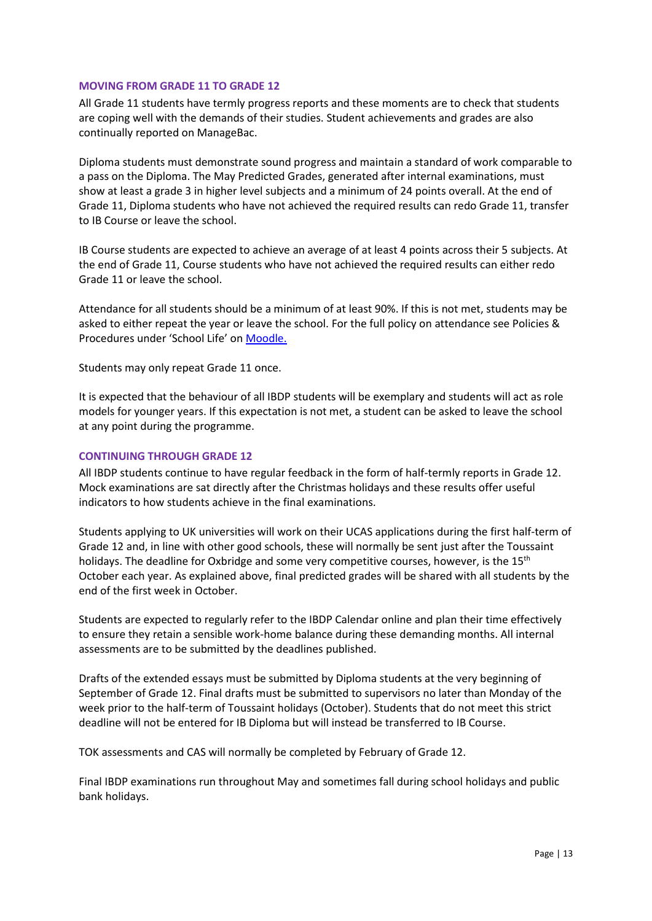## MOVING FROM GRADE 11 TO GRADE 12

All Grade 11 students have termly progress reports and these moments are to check that students are coping well with the demands of their studies. Student achievements and grades are also continually reported on ManageBac.

Diploma students must demonstrate sound progress and maintain a standard of work comparable to a pass on the Diploma. The May Predicted Grades, generated after internal examinations, must show at least a grade 3 in higher level subjects and a minimum of 24 points overall. At the end of Grade 11, Diploma students who have not achieved the required results can redo Grade 11, transfer to IB Course or leave the school.

IB Course students are expected to achieve an average of at least 4 points across their 5 subjects. At the end of Grade 11, Course students who have not achieved the required results can either redo Grade 11 or leave the school.

Attendance for all students should be a minimum of at least 90%. If this is not met, students may be asked to either repeat the year or leave the school. For the full policy on attendance see Policies & Procedures under 'School Life' on [Moodle.]

Students may only repeat Grade 11 once.

It is expected that the behaviour of all IBDP students will be exemplary and students will act as role models for younger years. If this expectation is not met, a student can be asked to leave the school at any point during the programme.

## CONTINUING THROUGH GRADE 12

All IBDP students continue to have regular feedback in the form of half-termly reports in Grade 12. Mock examinations are sat directly after the Christmas holidays and these results offer useful indicators to how students achieve in the final examinations.

Students applying to UK universities will work on their UCAS applications during the first half-term of Grade 12 and, in line with other good schools, these will normally be sent just after the Toussaint holidays. The deadline for Oxbridge and some very competitive courses, however, is the 15th October each year. As explained above, final predicted grades will be shared with all students by the end of the first week in October.

Students are expected to regularly refer to the IBDP Calendar online and plan their time effectively to ensure they retain a sensible work-home balance during these demanding months. All internal assessments are to be submitted by the deadlines published.

Drafts of the extended essays must be submitted by Diploma students at the very beginning of September of Grade 12. Final drafts must be submitted to supervisors no later than Monday of the week prior to the half-term of Toussaint holidays (October). Students that do not meet this strict deadline will not be entered for IB Diploma but will instead be transferred to IB Course.

TOK assessments and CAS will normally be completed by February of Grade 12.

Final IBDP examinations run throughout May and sometimes fall during school holidays and public bank holidays.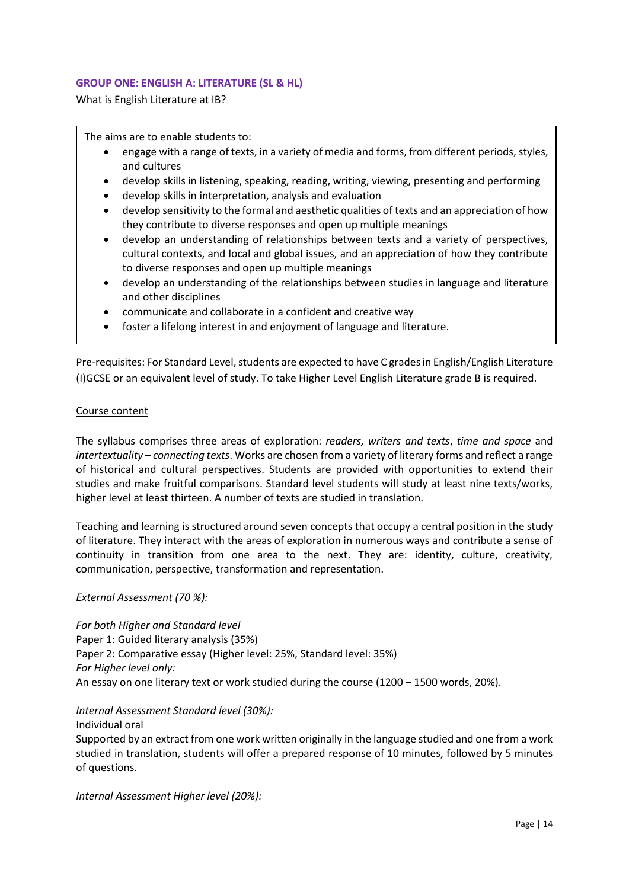## GROUP ONE: ENGLISH A: LITERATURE (SL & HL)

What is English Literature at IB?

The aims are to enable students to:

- engage with a range of texts, in a variety of media and forms, from different periods, styles, and cultures
- develop skills in listening, speaking, reading, writing, viewing, presenting and performing
- develop skills in interpretation, analysis and evaluation
- develop sensitivity to the formal and aesthetic qualities of texts and an appreciation of how they contribute to diverse responses and open up multiple meanings
- develop an understanding of relationships between texts and a variety of perspectives, cultural contexts, and local and global issues, and an appreciation of how they contribute to diverse responses and open up multiple meanings
- develop an understanding of the relationships between studies in language and literature and other disciplines
- communicate and collaborate in a confident and creative way
- foster a lifelong interest in and enjoyment of language and literature.

Pre-requisites: For Standard Level, students are expected to have C grades in English/English Literature (I)GCSE or an equivalent level of study. To take Higher Level English Literature grade B is required.

Course content

The syllabus comprises three areas of exploration: *readers, writers and texts*, *time and space* and *intertextuality – connecting texts*. Works are chosen from a variety of literary forms and reflect a range of historical and cultural perspectives. Students are provided with opportunities to extend their studies and make fruitful comparisons. Standard level students will study at least nine texts/works, higher level at least thirteen. A number of texts are studied in translation.

Teaching and learning is structured around seven concepts that occupy a central position in the study of literature. They interact with the areas of exploration in numerous ways and contribute a sense of continuity in transition from one area to the next. They are: identity, culture, creativity, communication, perspective, transformation and representation.

*External Assessment (70 %):*

*For both Higher and Standard level*
Paper 1: Guided literary analysis (35%)
Paper 2: Comparative essay (Higher level: 25%, Standard level: 35%)
*For Higher level only:*
An essay on one literary text or work studied during the course (1200 – 1500 words, 20%).

*Internal Assessment Standard level (30%):*
Individual oral
Supported by an extract from one work written originally in the language studied and one from a work studied in translation, students will offer a prepared response of 10 minutes, followed by 5 minutes of questions.

*Internal Assessment Higher level (20%):*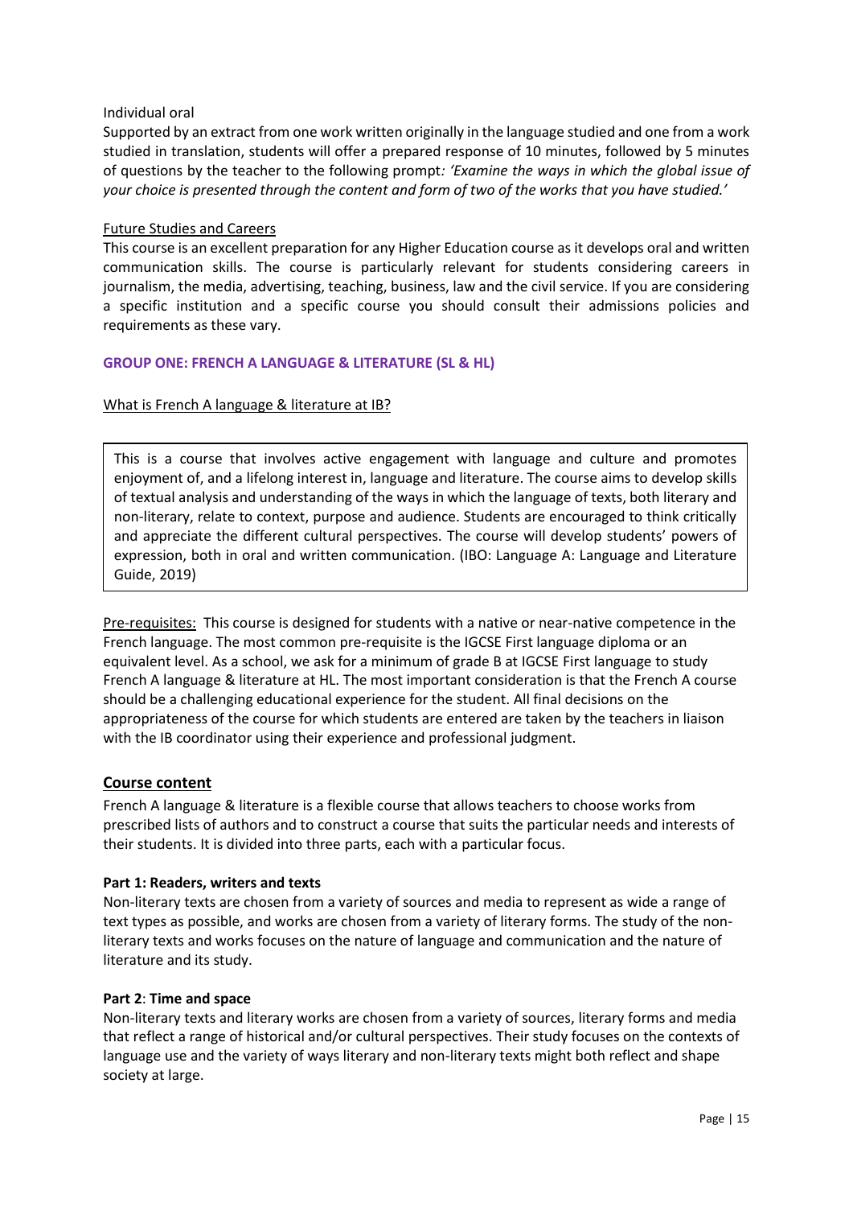Individual oral

Supported by an extract from one work written originally in the language studied and one from a work studied in translation, students will offer a prepared response of 10 minutes, followed by 5 minutes of questions by the teacher to the following prompt*: 'Examine the ways in which the global issue of your choice is presented through the content and form of two of the works that you have studied.'*

Future Studies and Careers

This course is an excellent preparation for any Higher Education course as it develops oral and written communication skills. The course is particularly relevant for students considering careers in journalism, the media, advertising, teaching, business, law and the civil service. If you are considering a specific institution and a specific course you should consult their admissions policies and requirements as these vary.

## GROUP ONE: FRENCH A LANGUAGE & LITERATURE (SL & HL)

What is French A language & literature at IB?

> This is a course that involves active engagement with language and culture and promotes enjoyment of, and a lifelong interest in, language and literature. The course aims to develop skills of textual analysis and understanding of the ways in which the language of texts, both literary and non-literary, relate to context, purpose and audience. Students are encouraged to think critically and appreciate the different cultural perspectives. The course will develop students' powers of expression, both in oral and written communication. (IBO: Language A: Language and Literature Guide, 2019)

Pre-requisites: This course is designed for students with a native or near-native competence in the French language. The most common pre-requisite is the IGCSE First language diploma or an equivalent level. As a school, we ask for a minimum of grade B at IGCSE First language to study French A language & literature at HL. The most important consideration is that the French A course should be a challenging educational experience for the student. All final decisions on the appropriateness of the course for which students are entered are taken by the teachers in liaison with the IB coordinator using their experience and professional judgment.

### Course content

French A language & literature is a flexible course that allows teachers to choose works from prescribed lists of authors and to construct a course that suits the particular needs and interests of their students. It is divided into three parts, each with a particular focus.

**Part 1: Readers, writers and texts**

Non-literary texts are chosen from a variety of sources and media to represent as wide a range of text types as possible, and works are chosen from a variety of literary forms. The study of the non-literary texts and works focuses on the nature of language and communication and the nature of literature and its study.

**Part 2**: **Time and space**

Non-literary texts and literary works are chosen from a variety of sources, literary forms and media that reflect a range of historical and/or cultural perspectives. Their study focuses on the contexts of language use and the variety of ways literary and non-literary texts might both reflect and shape society at large.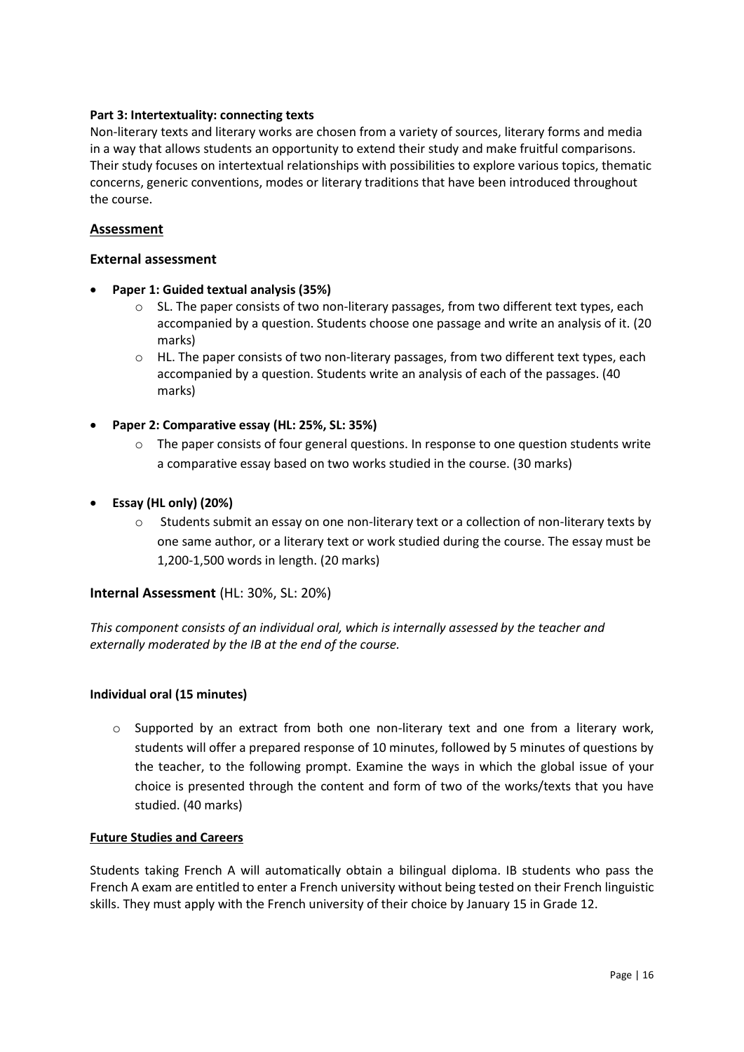**Part 3: Intertextuality: connecting texts**

Non-literary texts and literary works are chosen from a variety of sources, literary forms and media in a way that allows students an opportunity to extend their study and make fruitful comparisons. Their study focuses on intertextual relationships with possibilities to explore various topics, thematic concerns, generic conventions, modes or literary traditions that have been introduced throughout the course.

## Assessment

### External assessment

- **Paper 1: Guided textual analysis (35%)**
  - SL. The paper consists of two non-literary passages, from two different text types, each accompanied by a question. Students choose one passage and write an analysis of it. (20 marks)
  - HL. The paper consists of two non-literary passages, from two different text types, each accompanied by a question. Students write an analysis of each of the passages. (40 marks)

- **Paper 2: Comparative essay (HL: 25%, SL: 35%)**
  - The paper consists of four general questions. In response to one question students write a comparative essay based on two works studied in the course. (30 marks)

- **Essay (HL only) (20%)**
  - Students submit an essay on one non-literary text or a collection of non-literary texts by one same author, or a literary text or work studied during the course. The essay must be 1,200-1,500 words in length. (20 marks)

### Internal Assessment (HL: 30%, SL: 20%)

*This component consists of an individual oral, which is internally assessed by the teacher and externally moderated by the IB at the end of the course.*

**Individual oral (15 minutes)**

- Supported by an extract from both one non-literary text and one from a literary work, students will offer a prepared response of 10 minutes, followed by 5 minutes of questions by the teacher, to the following prompt. Examine the ways in which the global issue of your choice is presented through the content and form of two of the works/texts that you have studied. (40 marks)

**Future Studies and Careers**

Students taking French A will automatically obtain a bilingual diploma. IB students who pass the French A exam are entitled to enter a French university without being tested on their French linguistic skills. They must apply with the French university of their choice by January 15 in Grade 12.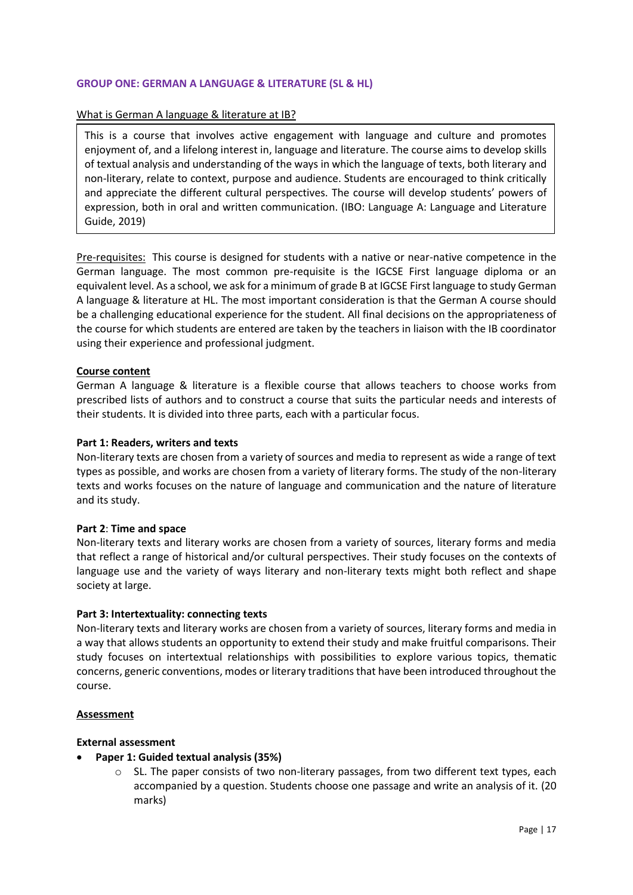**GROUP ONE: GERMAN A LANGUAGE & LITERATURE (SL & HL)**

What is German A language & literature at IB?

> This is a course that involves active engagement with language and culture and promotes enjoyment of, and a lifelong interest in, language and literature. The course aims to develop skills of textual analysis and understanding of the ways in which the language of texts, both literary and non-literary, relate to context, purpose and audience. Students are encouraged to think critically and appreciate the different cultural perspectives. The course will develop students' powers of expression, both in oral and written communication. (IBO: Language A: Language and Literature Guide, 2019)

Pre-requisites: This course is designed for students with a native or near-native competence in the German language. The most common pre-requisite is the IGCSE First language diploma or an equivalent level. As a school, we ask for a minimum of grade B at IGCSE First language to study German A language & literature at HL. The most important consideration is that the German A course should be a challenging educational experience for the student. All final decisions on the appropriateness of the course for which students are entered are taken by the teachers in liaison with the IB coordinator using their experience and professional judgment.

**Course content**

German A language & literature is a flexible course that allows teachers to choose works from prescribed lists of authors and to construct a course that suits the particular needs and interests of their students. It is divided into three parts, each with a particular focus.

**Part 1: Readers, writers and texts**

Non-literary texts are chosen from a variety of sources and media to represent as wide a range of text types as possible, and works are chosen from a variety of literary forms. The study of the non-literary texts and works focuses on the nature of language and communication and the nature of literature and its study.

**Part 2**: **Time and space**

Non-literary texts and literary works are chosen from a variety of sources, literary forms and media that reflect a range of historical and/or cultural perspectives. Their study focuses on the contexts of language use and the variety of ways literary and non-literary texts might both reflect and shape society at large.

**Part 3: Intertextuality: connecting texts**

Non-literary texts and literary works are chosen from a variety of sources, literary forms and media in a way that allows students an opportunity to extend their study and make fruitful comparisons. Their study focuses on intertextual relationships with possibilities to explore various topics, thematic concerns, generic conventions, modes or literary traditions that have been introduced throughout the course.

**Assessment**

**External assessment**

- **Paper 1: Guided textual analysis (35%)**
    - SL. The paper consists of two non-literary passages, from two different text types, each accompanied by a question. Students choose one passage and write an analysis of it. (20 marks)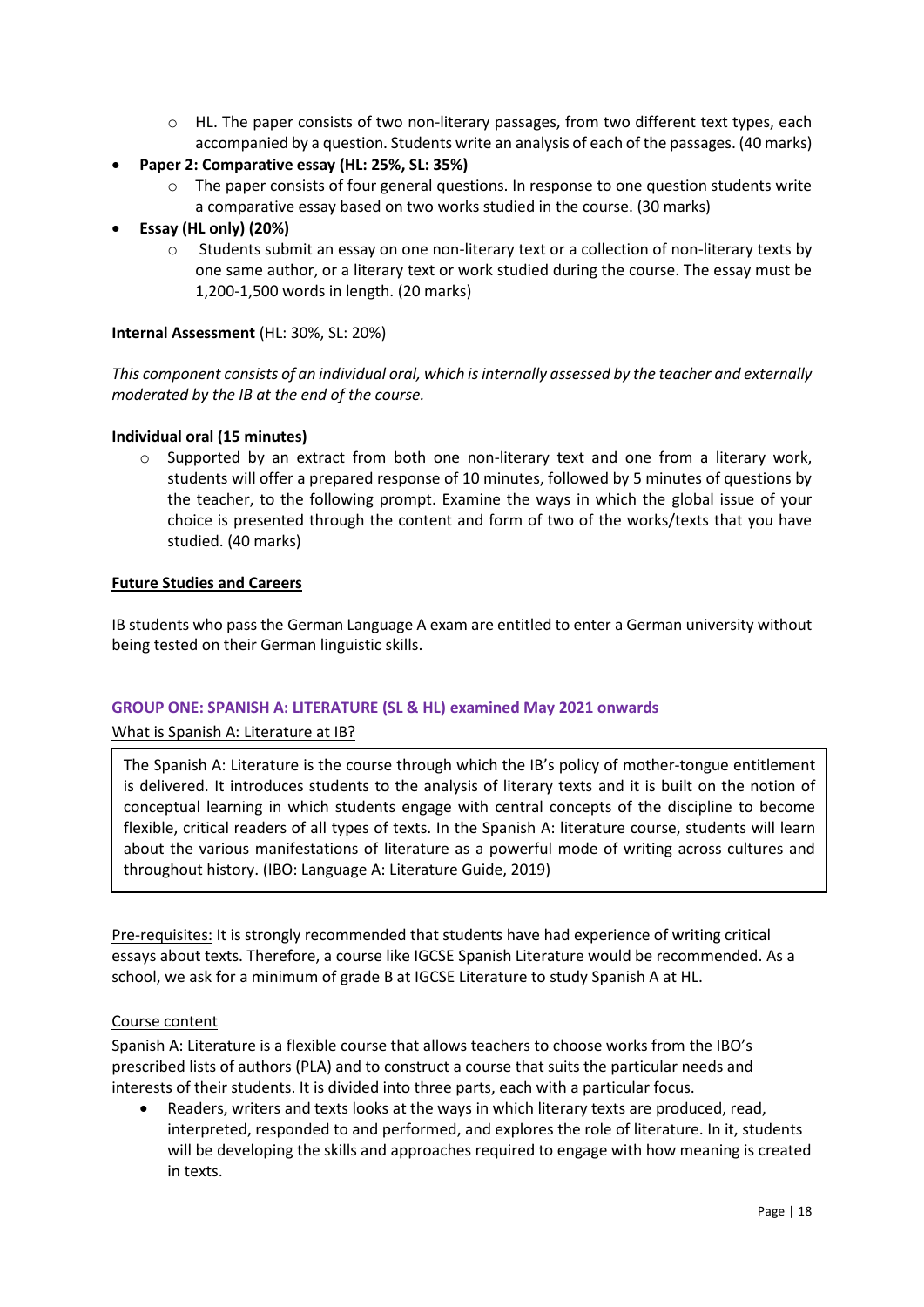- HL. The paper consists of two non-literary passages, from two different text types, each accompanied by a question. Students write an analysis of each of the passages. (40 marks)
- **Paper 2: Comparative essay (HL: 25%, SL: 35%)**
   - The paper consists of four general questions. In response to one question students write a comparative essay based on two works studied in the course. (30 marks)
- **Essay (HL only) (20%)**
   - Students submit an essay on one non-literary text or a collection of non-literary texts by one same author, or a literary text or work studied during the course. The essay must be 1,200-1,500 words in length. (20 marks)

**Internal Assessment** (HL: 30%, SL: 20%)

*This component consists of an individual oral, which is internally assessed by the teacher and externally moderated by the IB at the end of the course.*

**Individual oral (15 minutes)**

- Supported by an extract from both one non-literary text and one from a literary work, students will offer a prepared response of 10 minutes, followed by 5 minutes of questions by the teacher, to the following prompt. Examine the ways in which the global issue of your choice is presented through the content and form of two of the works/texts that you have studied. (40 marks)

**Future Studies and Careers**

IB students who pass the German Language A exam are entitled to enter a German university without being tested on their German linguistic skills.

### GROUP ONE: SPANISH A: LITERATURE (SL & HL) examined May 2021 onwards

What is Spanish A: Literature at IB?

> The Spanish A: Literature is the course through which the IB's policy of mother-tongue entitlement is delivered. It introduces students to the analysis of literary texts and it is built on the notion of conceptual learning in which students engage with central concepts of the discipline to become flexible, critical readers of all types of texts. In the Spanish A: literature course, students will learn about the various manifestations of literature as a powerful mode of writing across cultures and throughout history. (IBO: Language A: Literature Guide, 2019)

Pre-requisites: It is strongly recommended that students have had experience of writing critical essays about texts. Therefore, a course like IGCSE Spanish Literature would be recommended. As a school, we ask for a minimum of grade B at IGCSE Literature to study Spanish A at HL.

Course content

Spanish A: Literature is a flexible course that allows teachers to choose works from the IBO's prescribed lists of authors (PLA) and to construct a course that suits the particular needs and interests of their students. It is divided into three parts, each with a particular focus.

- Readers, writers and texts looks at the ways in which literary texts are produced, read, interpreted, responded to and performed, and explores the role of literature. In it, students will be developing the skills and approaches required to engage with how meaning is created in texts.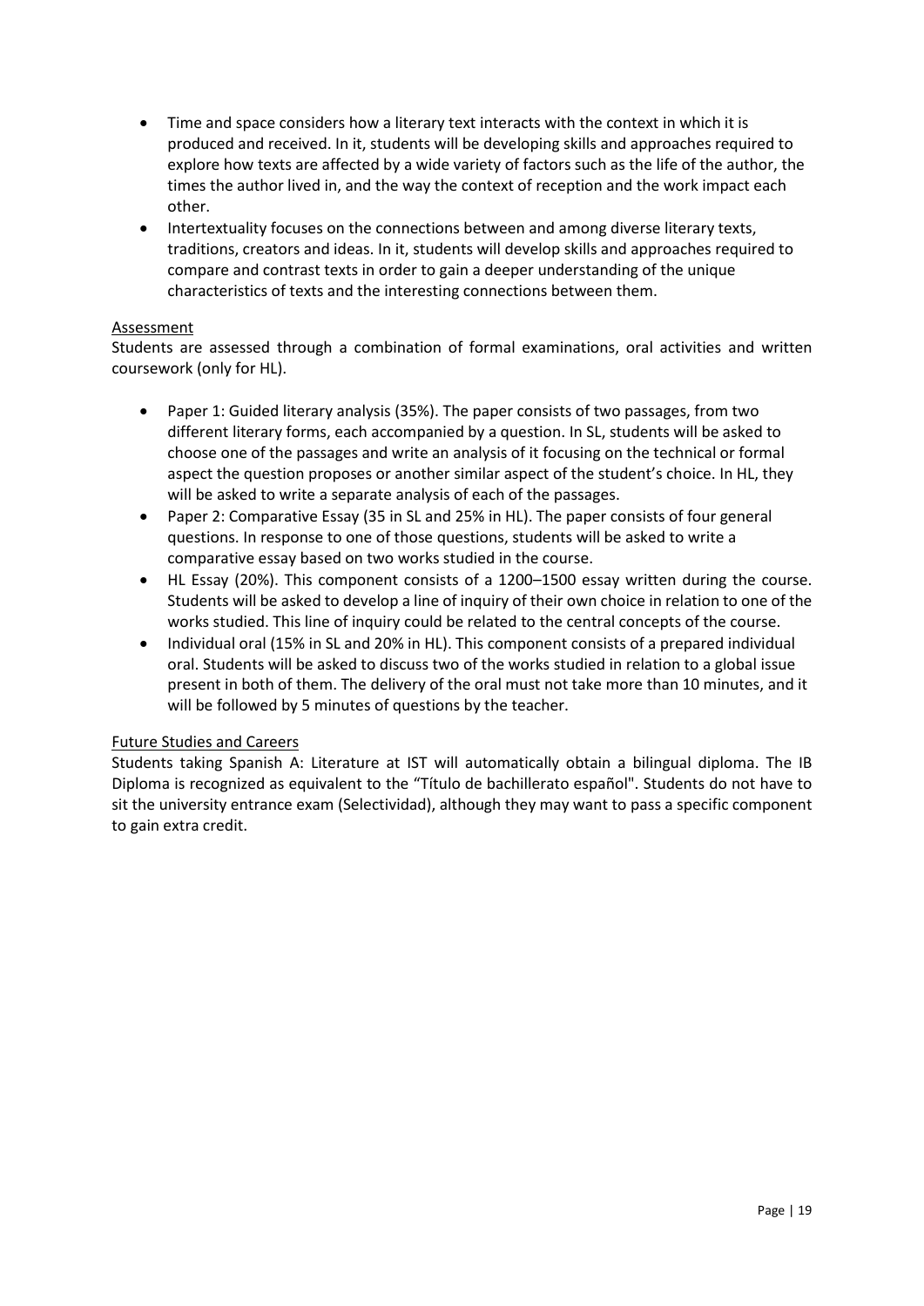- Time and space considers how a literary text interacts with the context in which it is produced and received. In it, students will be developing skills and approaches required to explore how texts are affected by a wide variety of factors such as the life of the author, the times the author lived in, and the way the context of reception and the work impact each other.
- Intertextuality focuses on the connections between and among diverse literary texts, traditions, creators and ideas. In it, students will develop skills and approaches required to compare and contrast texts in order to gain a deeper understanding of the unique characteristics of texts and the interesting connections between them.

## Assessment

Students are assessed through a combination of formal examinations, oral activities and written coursework (only for HL).

- Paper 1: Guided literary analysis (35%). The paper consists of two passages, from two different literary forms, each accompanied by a question. In SL, students will be asked to choose one of the passages and write an analysis of it focusing on the technical or formal aspect the question proposes or another similar aspect of the student's choice. In HL, they will be asked to write a separate analysis of each of the passages.
- Paper 2: Comparative Essay (35 in SL and 25% in HL). The paper consists of four general questions. In response to one of those questions, students will be asked to write a comparative essay based on two works studied in the course.
- HL Essay (20%). This component consists of a 1200–1500 essay written during the course. Students will be asked to develop a line of inquiry of their own choice in relation to one of the works studied. This line of inquiry could be related to the central concepts of the course.
- Individual oral (15% in SL and 20% in HL). This component consists of a prepared individual oral. Students will be asked to discuss two of the works studied in relation to a global issue present in both of them. The delivery of the oral must not take more than 10 minutes, and it will be followed by 5 minutes of questions by the teacher.

## Future Studies and Careers

Students taking Spanish A: Literature at IST will automatically obtain a bilingual diploma. The IB Diploma is recognized as equivalent to the "Título de bachillerato español". Students do not have to sit the university entrance exam (Selectividad), although they may want to pass a specific component to gain extra credit.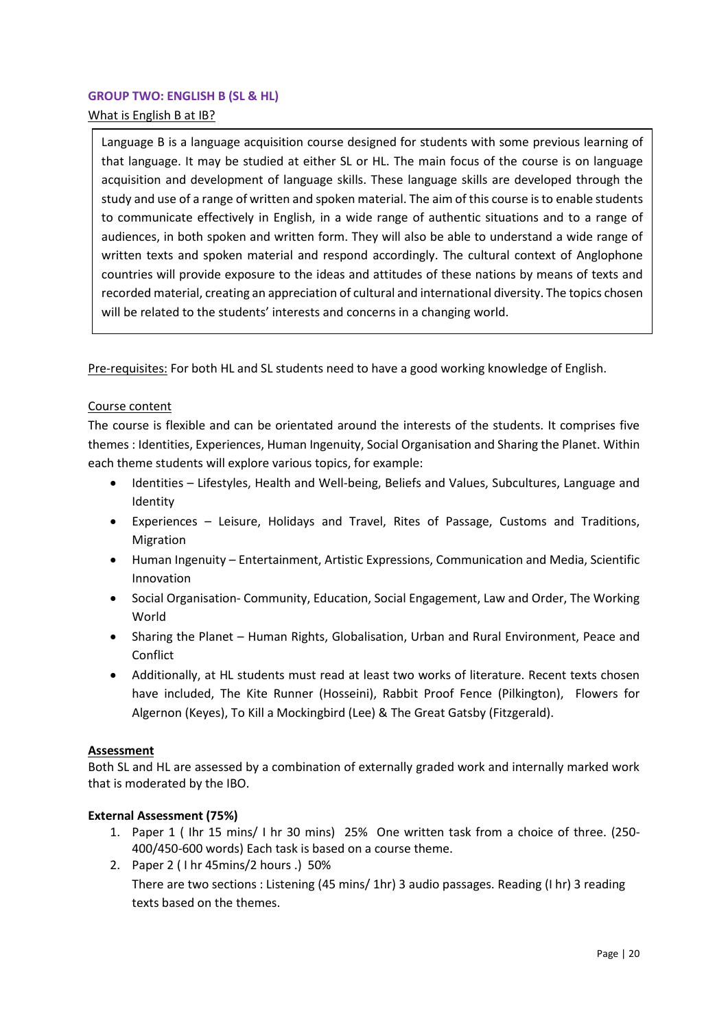### GROUP TWO: ENGLISH B (SL & HL)

What is English B at IB?

Language B is a language acquisition course designed for students with some previous learning of that language. It may be studied at either SL or HL. The main focus of the course is on language acquisition and development of language skills. These language skills are developed through the study and use of a range of written and spoken material. The aim of this course is to enable students to communicate effectively in English, in a wide range of authentic situations and to a range of audiences, in both spoken and written form. They will also be able to understand a wide range of written texts and spoken material and respond accordingly. The cultural context of Anglophone countries will provide exposure to the ideas and attitudes of these nations by means of texts and recorded material, creating an appreciation of cultural and international diversity. The topics chosen will be related to the students' interests and concerns in a changing world.

Pre-requisites: For both HL and SL students need to have a good working knowledge of English.

Course content

The course is flexible and can be orientated around the interests of the students. It comprises five themes : Identities, Experiences, Human Ingenuity, Social Organisation and Sharing the Planet. Within each theme students will explore various topics, for example:

- Identities – Lifestyles, Health and Well-being, Beliefs and Values, Subcultures, Language and Identity
- Experiences – Leisure, Holidays and Travel, Rites of Passage, Customs and Traditions, Migration
- Human Ingenuity – Entertainment, Artistic Expressions, Communication and Media, Scientific Innovation
- Social Organisation- Community, Education, Social Engagement, Law and Order, The Working World
- Sharing the Planet – Human Rights, Globalisation, Urban and Rural Environment, Peace and Conflict
- Additionally, at HL students must read at least two works of literature. Recent texts chosen have included, The Kite Runner (Hosseini), Rabbit Proof Fence (Pilkington), Flowers for Algernon (Keyes), To Kill a Mockingbird (Lee) & The Great Gatsby (Fitzgerald).

**Assessment**

Both SL and HL are assessed by a combination of externally graded work and internally marked work that is moderated by the IBO.

**External Assessment (75%)**

1. Paper 1 ( lhr 15 mins/ I hr 30 mins) 25% One written task from a choice of three. (250-400/450-600 words) Each task is based on a course theme.
2. Paper 2 ( I hr 45mins/2 hours .) 50%
   There are two sections : Listening (45 mins/ 1hr) 3 audio passages. Reading (I hr) 3 reading texts based on the themes.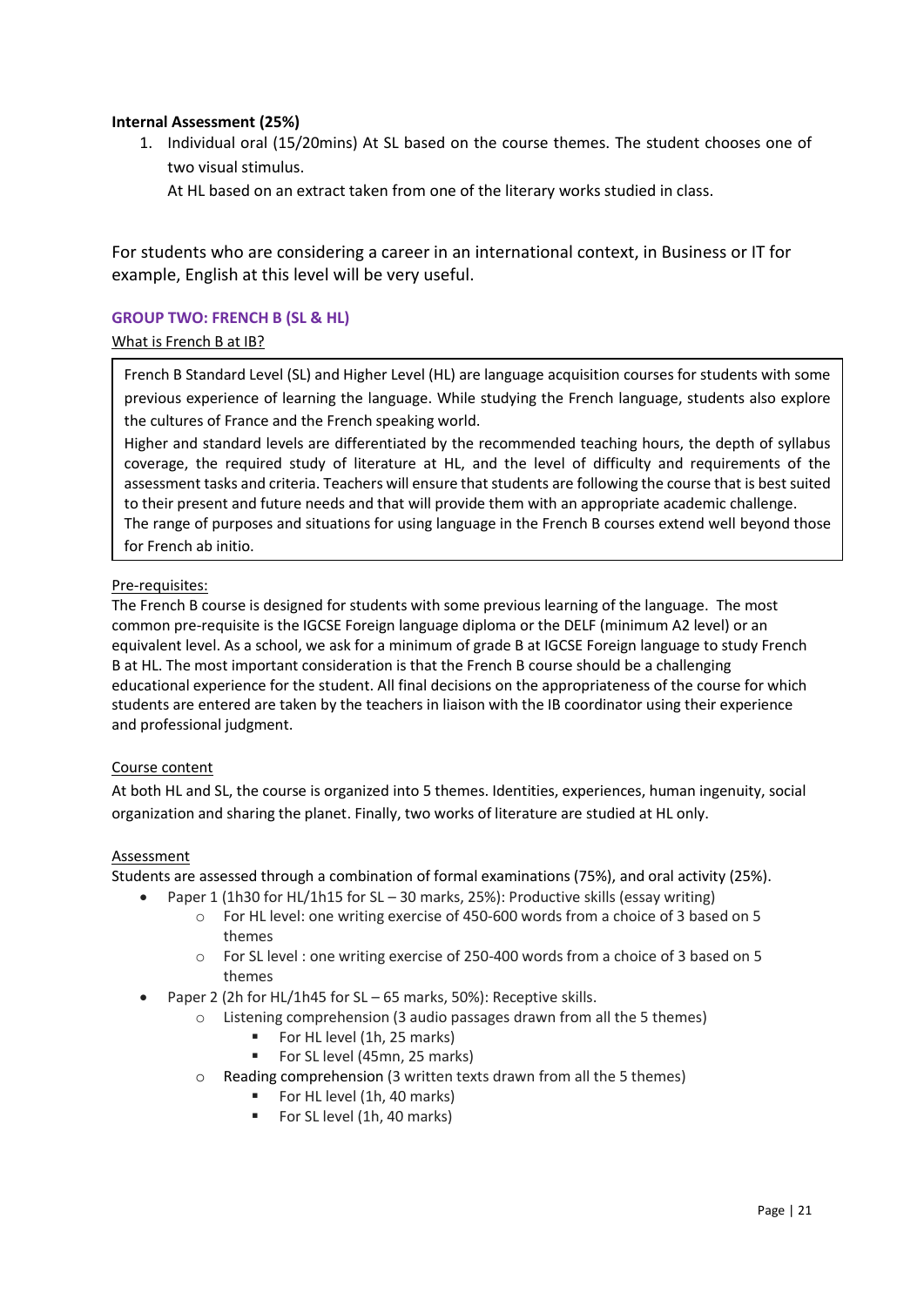**Internal Assessment (25%)**

1. Individual oral (15/20mins) At SL based on the course themes. The student chooses one of two visual stimulus.
   At HL based on an extract taken from one of the literary works studied in class.

For students who are considering a career in an international context, in Business or IT for example, English at this level will be very useful.

### GROUP TWO: FRENCH B (SL & HL)

What is French B at IB?

French B Standard Level (SL) and Higher Level (HL) are language acquisition courses for students with some previous experience of learning the language. While studying the French language, students also explore the cultures of France and the French speaking world.
Higher and standard levels are differentiated by the recommended teaching hours, the depth of syllabus coverage, the required study of literature at HL, and the level of difficulty and requirements of the assessment tasks and criteria. Teachers will ensure that students are following the course that is best suited to their present and future needs and that will provide them with an appropriate academic challenge.
The range of purposes and situations for using language in the French B courses extend well beyond those for French ab initio.

Pre-requisites:

The French B course is designed for students with some previous learning of the language. The most common pre-requisite is the IGCSE Foreign language diploma or the DELF (minimum A2 level) or an equivalent level. As a school, we ask for a minimum of grade B at IGCSE Foreign language to study French B at HL. The most important consideration is that the French B course should be a challenging educational experience for the student. All final decisions on the appropriateness of the course for which students are entered are taken by the teachers in liaison with the IB coordinator using their experience and professional judgment.

Course content

At both HL and SL, the course is organized into 5 themes. Identities, experiences, human ingenuity, social organization and sharing the planet. Finally, two works of literature are studied at HL only.

Assessment

Students are assessed through a combination of formal examinations (75%), and oral activity (25%).

- Paper 1 (1h30 for HL/1h15 for SL – 30 marks, 25%): Productive skills (essay writing)
  - For HL level: one writing exercise of 450-600 words from a choice of 3 based on 5 themes
  - For SL level : one writing exercise of 250-400 words from a choice of 3 based on 5 themes
- Paper 2 (2h for HL/1h45 for SL – 65 marks, 50%): Receptive skills.
  - Listening comprehension (3 audio passages drawn from all the 5 themes)
    - For HL level (1h, 25 marks)
    - For SL level (45mn, 25 marks)
  - Reading comprehension (3 written texts drawn from all the 5 themes)
    - For HL level (1h, 40 marks)
    - For SL level (1h, 40 marks)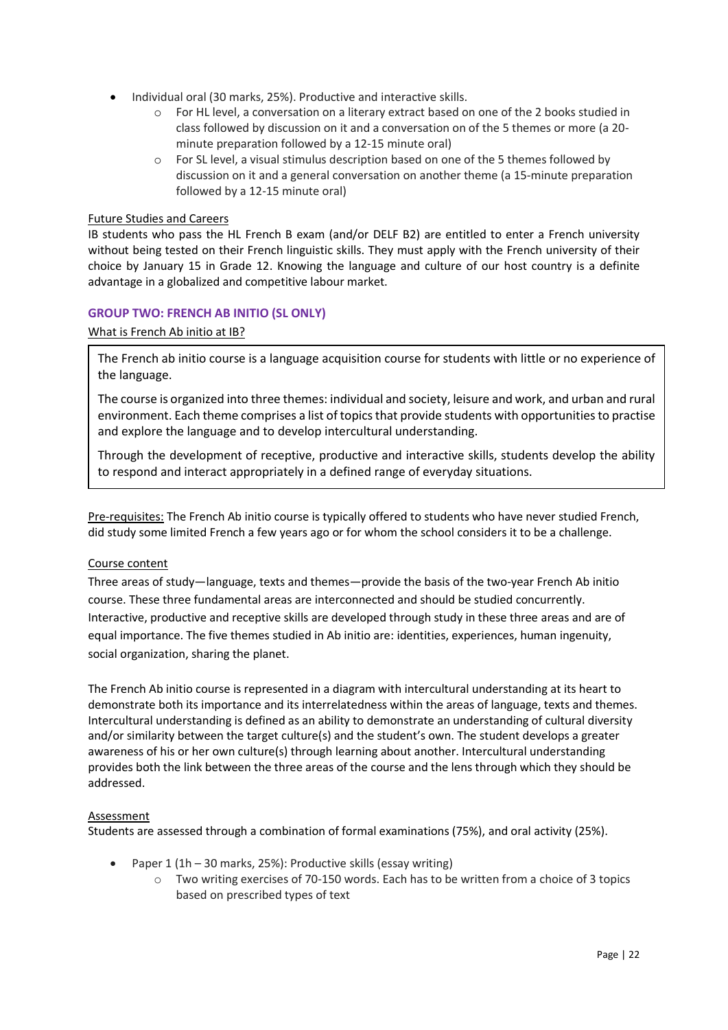- Individual oral (30 marks, 25%). Productive and interactive skills.
  - For HL level, a conversation on a literary extract based on one of the 2 books studied in class followed by discussion on it and a conversation on of the 5 themes or more (a 20-minute preparation followed by a 12-15 minute oral)
  - For SL level, a visual stimulus description based on one of the 5 themes followed by discussion on it and a general conversation on another theme (a 15-minute preparation followed by a 12-15 minute oral)

Future Studies and Careers

IB students who pass the HL French B exam (and/or DELF B2) are entitled to enter a French university without being tested on their French linguistic skills. They must apply with the French university of their choice by January 15 in Grade 12. Knowing the language and culture of our host country is a definite advantage in a globalized and competitive labour market.

### GROUP TWO: FRENCH AB INITIO (SL ONLY)

What is French Ab initio at IB?

> The French ab initio course is a language acquisition course for students with little or no experience of the language.
>
> The course is organized into three themes: individual and society, leisure and work, and urban and rural environment. Each theme comprises a list of topics that provide students with opportunities to practise and explore the language and to develop intercultural understanding.
>
> Through the development of receptive, productive and interactive skills, students develop the ability to respond and interact appropriately in a defined range of everyday situations.

Pre-requisites: The French Ab initio course is typically offered to students who have never studied French, did study some limited French a few years ago or for whom the school considers it to be a challenge.

Course content

Three areas of study—language, texts and themes—provide the basis of the two-year French Ab initio course. These three fundamental areas are interconnected and should be studied concurrently. Interactive, productive and receptive skills are developed through study in these three areas and are of equal importance. The five themes studied in Ab initio are: identities, experiences, human ingenuity, social organization, sharing the planet.

The French Ab initio course is represented in a diagram with intercultural understanding at its heart to demonstrate both its importance and its interrelatedness within the areas of language, texts and themes. Intercultural understanding is defined as an ability to demonstrate an understanding of cultural diversity and/or similarity between the target culture(s) and the student's own. The student develops a greater awareness of his or her own culture(s) through learning about another. Intercultural understanding provides both the link between the three areas of the course and the lens through which they should be addressed.

Assessment

Students are assessed through a combination of formal examinations (75%), and oral activity (25%).

- Paper 1 (1h – 30 marks, 25%): Productive skills (essay writing)
  - Two writing exercises of 70-150 words. Each has to be written from a choice of 3 topics based on prescribed types of text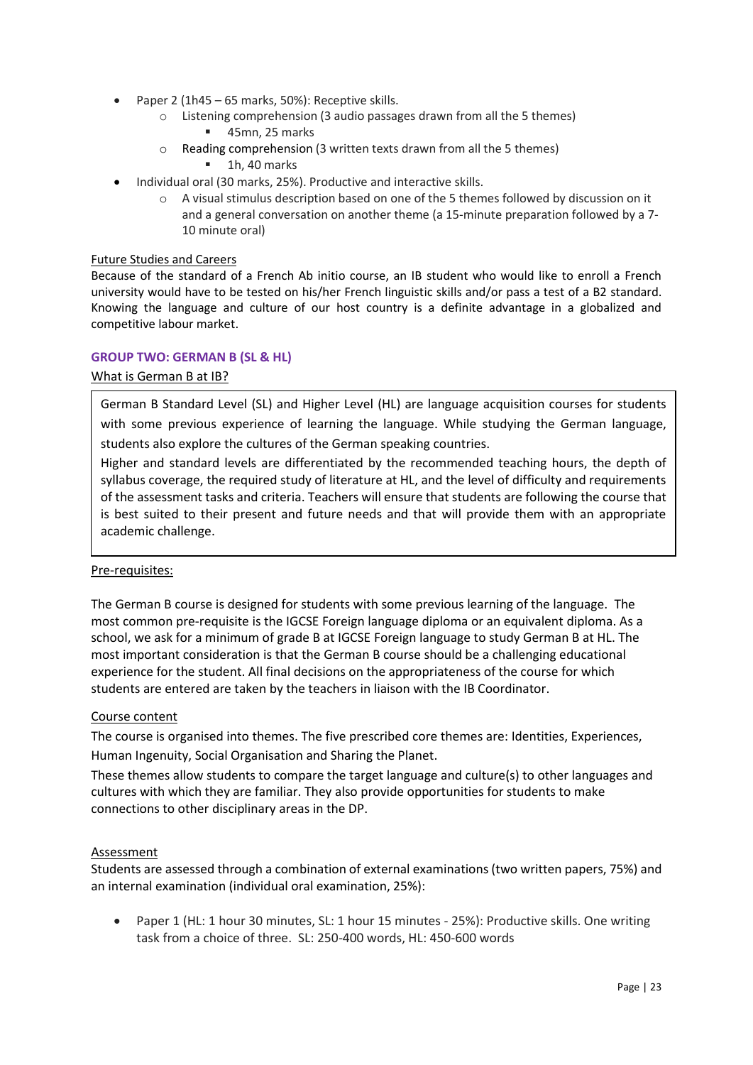- Paper 2 (1h45 – 65 marks, 50%): Receptive skills.
  - Listening comprehension (3 audio passages drawn from all the 5 themes)
    - 45mn, 25 marks
  - Reading comprehension (3 written texts drawn from all the 5 themes)
    - 1h, 40 marks
- Individual oral (30 marks, 25%). Productive and interactive skills.
  - A visual stimulus description based on one of the 5 themes followed by discussion on it and a general conversation on another theme (a 15-minute preparation followed by a 7-10 minute oral)

Future Studies and Careers

Because of the standard of a French Ab initio course, an IB student who would like to enroll a French university would have to be tested on his/her French linguistic skills and/or pass a test of a B2 standard. Knowing the language and culture of our host country is a definite advantage in a globalized and competitive labour market.

### GROUP TWO: GERMAN B (SL & HL)

What is German B at IB?

German B Standard Level (SL) and Higher Level (HL) are language acquisition courses for students with some previous experience of learning the language. While studying the German language, students also explore the cultures of the German speaking countries.

Higher and standard levels are differentiated by the recommended teaching hours, the depth of syllabus coverage, the required study of literature at HL, and the level of difficulty and requirements of the assessment tasks and criteria. Teachers will ensure that students are following the course that is best suited to their present and future needs and that will provide them with an appropriate academic challenge.

Pre-requisites:

The German B course is designed for students with some previous learning of the language. The most common pre-requisite is the IGCSE Foreign language diploma or an equivalent diploma. As a school, we ask for a minimum of grade B at IGCSE Foreign language to study German B at HL. The most important consideration is that the German B course should be a challenging educational experience for the student. All final decisions on the appropriateness of the course for which students are entered are taken by the teachers in liaison with the IB Coordinator.

Course content

The course is organised into themes. The five prescribed core themes are: Identities, Experiences, Human Ingenuity, Social Organisation and Sharing the Planet.

These themes allow students to compare the target language and culture(s) to other languages and cultures with which they are familiar. They also provide opportunities for students to make connections to other disciplinary areas in the DP.

Assessment

Students are assessed through a combination of external examinations (two written papers, 75%) and an internal examination (individual oral examination, 25%):

- Paper 1 (HL: 1 hour 30 minutes, SL: 1 hour 15 minutes - 25%): Productive skills. One writing task from a choice of three. SL: 250-400 words, HL: 450-600 words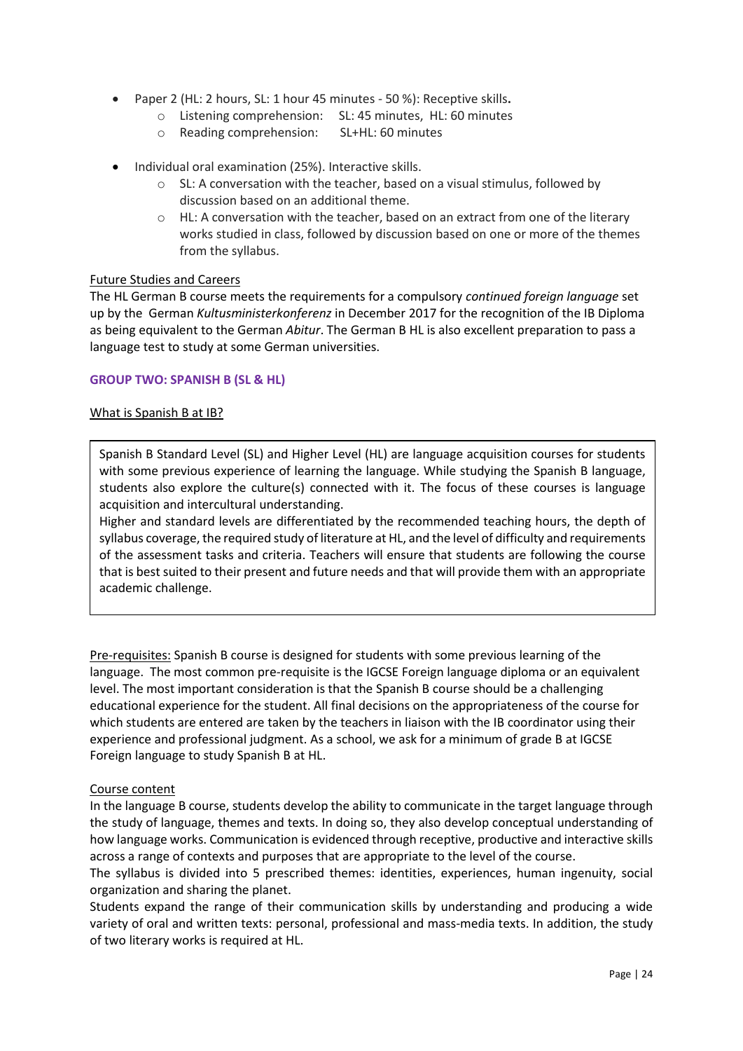- Paper 2 (HL: 2 hours, SL: 1 hour 45 minutes - 50 %): Receptive skills**.**
    - Listening comprehension: SL: 45 minutes, HL: 60 minutes
    - Reading comprehension: SL+HL: 60 minutes

- Individual oral examination (25%). Interactive skills.
    - SL: A conversation with the teacher, based on a visual stimulus, followed by discussion based on an additional theme.
    - HL: A conversation with the teacher, based on an extract from one of the literary works studied in class, followed by discussion based on one or more of the themes from the syllabus.

<u>Future Studies and Careers</u>

The HL German B course meets the requirements for a compulsory *continued foreign language* set up by the German *Kultusministerkonferenz* in December 2017 for the recognition of the IB Diploma as being equivalent to the German *Abitur*. The German B HL is also excellent preparation to pass a language test to study at some German universities.

### GROUP TWO: SPANISH B (SL & HL)

<u>What is Spanish B at IB?</u>

Spanish B Standard Level (SL) and Higher Level (HL) are language acquisition courses for students with some previous experience of learning the language. While studying the Spanish B language, students also explore the culture(s) connected with it. The focus of these courses is language acquisition and intercultural understanding.

Higher and standard levels are differentiated by the recommended teaching hours, the depth of syllabus coverage, the required study of literature at HL, and the level of difficulty and requirements of the assessment tasks and criteria. Teachers will ensure that students are following the course that is best suited to their present and future needs and that will provide them with an appropriate academic challenge.

<u>Pre-requisites:</u> Spanish B course is designed for students with some previous learning of the language. The most common pre-requisite is the IGCSE Foreign language diploma or an equivalent level. The most important consideration is that the Spanish B course should be a challenging educational experience for the student. All final decisions on the appropriateness of the course for which students are entered are taken by the teachers in liaison with the IB coordinator using their experience and professional judgment. As a school, we ask for a minimum of grade B at IGCSE Foreign language to study Spanish B at HL.

<u>Course content</u>

In the language B course, students develop the ability to communicate in the target language through the study of language, themes and texts. In doing so, they also develop conceptual understanding of how language works. Communication is evidenced through receptive, productive and interactive skills across a range of contexts and purposes that are appropriate to the level of the course.

The syllabus is divided into 5 prescribed themes: identities, experiences, human ingenuity, social organization and sharing the planet.

Students expand the range of their communication skills by understanding and producing a wide variety of oral and written texts: personal, professional and mass-media texts. In addition, the study of two literary works is required at HL.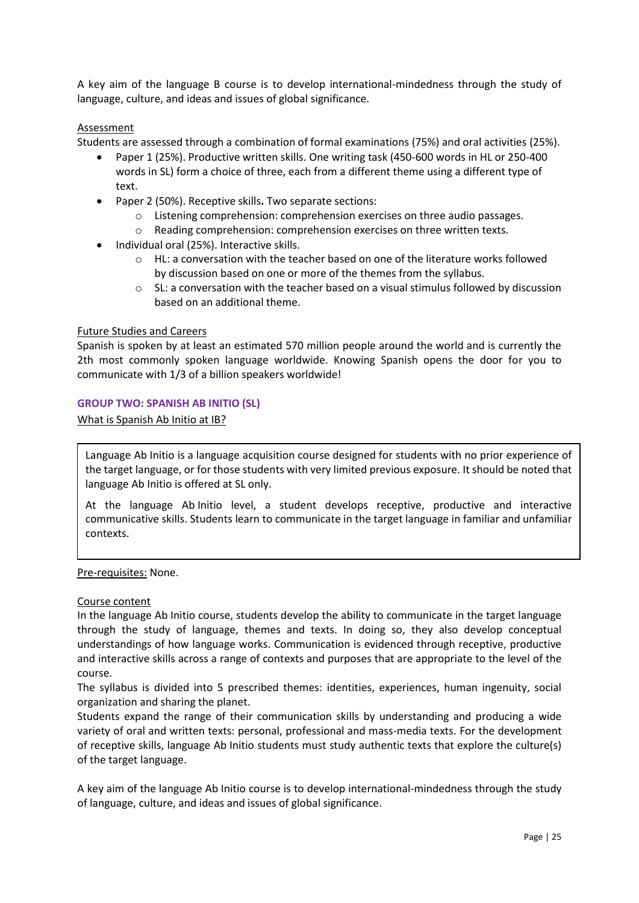A key aim of the language B course is to develop international-mindedness through the study of language, culture, and ideas and issues of global significance.

Assessment

Students are assessed through a combination of formal examinations (75%) and oral activities (25%).

- Paper 1 (25%). Productive written skills. One writing task (450-600 words in HL or 250-400 words in SL) form a choice of three, each from a different theme using a different type of text.
- Paper 2 (50%). Receptive skills**.** Two separate sections:
  - Listening comprehension: comprehension exercises on three audio passages.
  - Reading comprehension: comprehension exercises on three written texts.
- Individual oral (25%). Interactive skills.
  - HL: a conversation with the teacher based on one of the literature works followed by discussion based on one or more of the themes from the syllabus.
  - SL: a conversation with the teacher based on a visual stimulus followed by discussion based on an additional theme.

Future Studies and Careers

Spanish is spoken by at least an estimated 570 million people around the world and is currently the 2th most commonly spoken language worldwide. Knowing Spanish opens the door for you to communicate with 1/3 of a billion speakers worldwide!

## GROUP TWO: SPANISH AB INITIO (SL)

What is Spanish Ab Initio at IB?

Language Ab Initio is a language acquisition course designed for students with no prior experience of the target language, or for those students with very limited previous exposure. It should be noted that language Ab Initio is offered at SL only.

At the language Ab Initio level, a student develops receptive, productive and interactive communicative skills. Students learn to communicate in the target language in familiar and unfamiliar contexts.

Pre-requisites: None.

Course content

In the language Ab Initio course, students develop the ability to communicate in the target language through the study of language, themes and texts. In doing so, they also develop conceptual understandings of how language works. Communication is evidenced through receptive, productive and interactive skills across a range of contexts and purposes that are appropriate to the level of the course.

The syllabus is divided into 5 prescribed themes: identities, experiences, human ingenuity, social organization and sharing the planet.

Students expand the range of their communication skills by understanding and producing a wide variety of oral and written texts: personal, professional and mass-media texts. For the development of receptive skills, language Ab Initio students must study authentic texts that explore the culture(s) of the target language.

A key aim of the language Ab Initio course is to develop international-mindedness through the study of language, culture, and ideas and issues of global significance.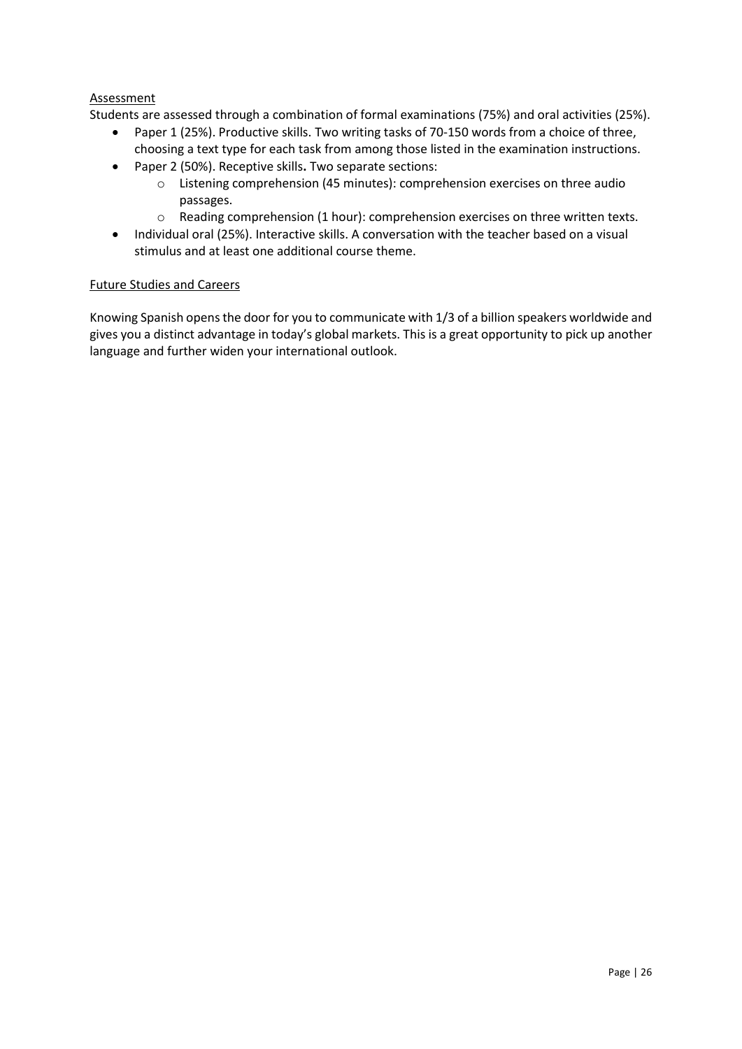<u>Assessment</u>

Students are assessed through a combination of formal examinations (75%) and oral activities (25%).

- Paper 1 (25%). Productive skills. Two writing tasks of 70-150 words from a choice of three, choosing a text type for each task from among those listed in the examination instructions.
- Paper 2 (50%). Receptive skills**.** Two separate sections:
    - Listening comprehension (45 minutes): comprehension exercises on three audio passages.
    - Reading comprehension (1 hour): comprehension exercises on three written texts.
- Individual oral (25%). Interactive skills. A conversation with the teacher based on a visual stimulus and at least one additional course theme.

<u>Future Studies and Careers</u>

Knowing Spanish opens the door for you to communicate with 1/3 of a billion speakers worldwide and gives you a distinct advantage in today's global markets. This is a great opportunity to pick up another language and further widen your international outlook.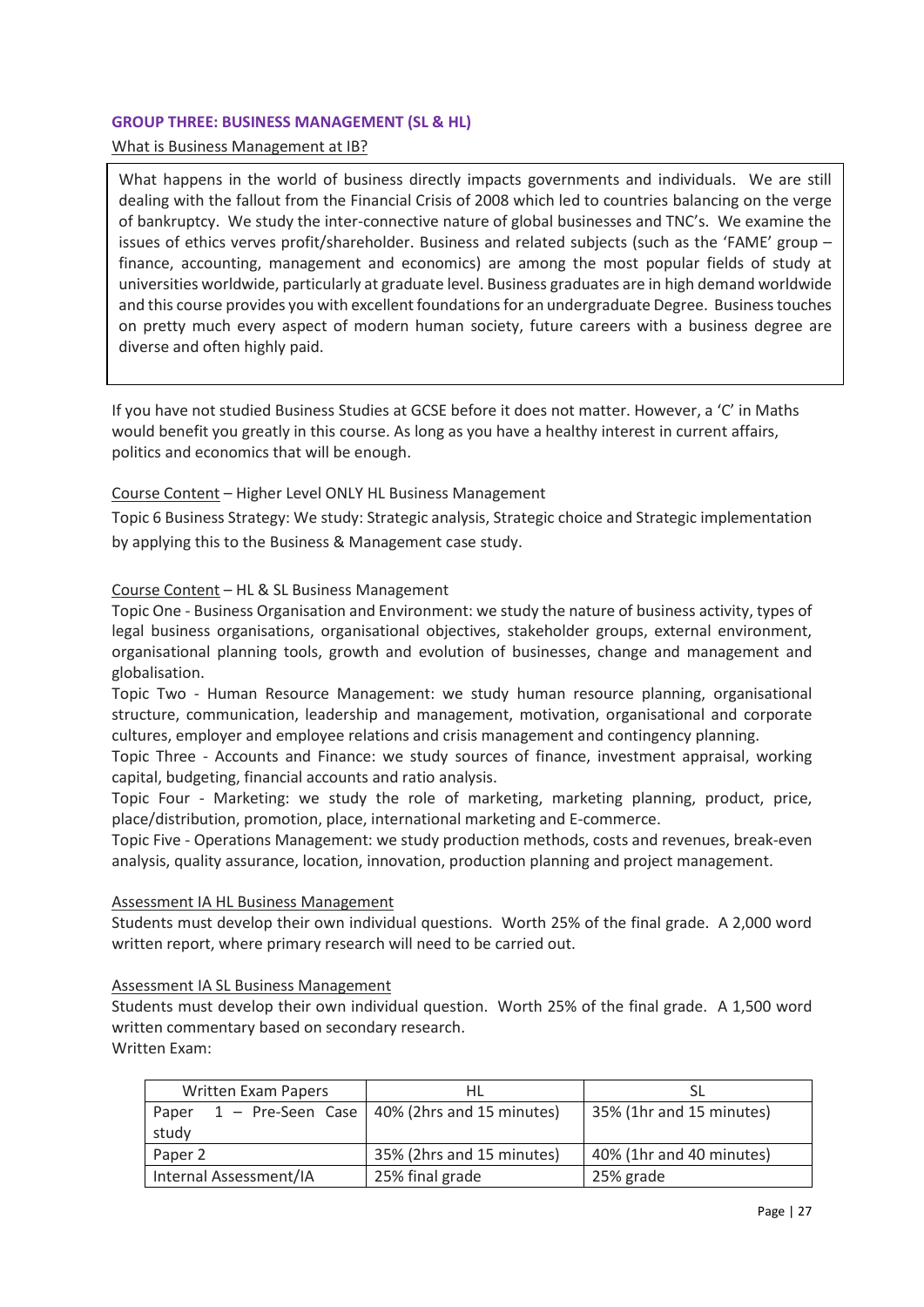## GROUP THREE: BUSINESS MANAGEMENT (SL & HL)

What is Business Management at IB?

What happens in the world of business directly impacts governments and individuals. We are still dealing with the fallout from the Financial Crisis of 2008 which led to countries balancing on the verge of bankruptcy. We study the inter-connective nature of global businesses and TNC's. We examine the issues of ethics verves profit/shareholder. Business and related subjects (such as the 'FAME' group – finance, accounting, management and economics) are among the most popular fields of study at universities worldwide, particularly at graduate level. Business graduates are in high demand worldwide and this course provides you with excellent foundations for an undergraduate Degree. Business touches on pretty much every aspect of modern human society, future careers with a business degree are diverse and often highly paid.

If you have not studied Business Studies at GCSE before it does not matter. However, a 'C' in Maths would benefit you greatly in this course. As long as you have a healthy interest in current affairs, politics and economics that will be enough.

Course Content – Higher Level ONLY HL Business Management

Topic 6 Business Strategy: We study: Strategic analysis, Strategic choice and Strategic implementation by applying this to the Business & Management case study.

Course Content – HL & SL Business Management

Topic One - Business Organisation and Environment: we study the nature of business activity, types of legal business organisations, organisational objectives, stakeholder groups, external environment, organisational planning tools, growth and evolution of businesses, change and management and globalisation.

Topic Two - Human Resource Management: we study human resource planning, organisational structure, communication, leadership and management, motivation, organisational and corporate cultures, employer and employee relations and crisis management and contingency planning.

Topic Three - Accounts and Finance: we study sources of finance, investment appraisal, working capital, budgeting, financial accounts and ratio analysis.

Topic Four - Marketing: we study the role of marketing, marketing planning, product, price, place/distribution, promotion, place, international marketing and E-commerce.

Topic Five - Operations Management: we study production methods, costs and revenues, break-even analysis, quality assurance, location, innovation, production planning and project management.

Assessment IA HL Business Management

Students must develop their own individual questions. Worth 25% of the final grade. A 2,000 word written report, where primary research will need to be carried out.

Assessment IA SL Business Management

Students must develop their own individual question. Worth 25% of the final grade. A 1,500 word written commentary based on secondary research.

Written Exam:

| Written Exam Papers | HL | SL |
|---|---|---|
| Paper 1 – Pre-Seen Case study | 40% (2hrs and 15 minutes) | 35% (1hr and 15 minutes) |
| Paper 2 | 35% (2hrs and 15 minutes) | 40% (1hr and 40 minutes) |
| Internal Assessment/IA | 25% final grade | 25% grade |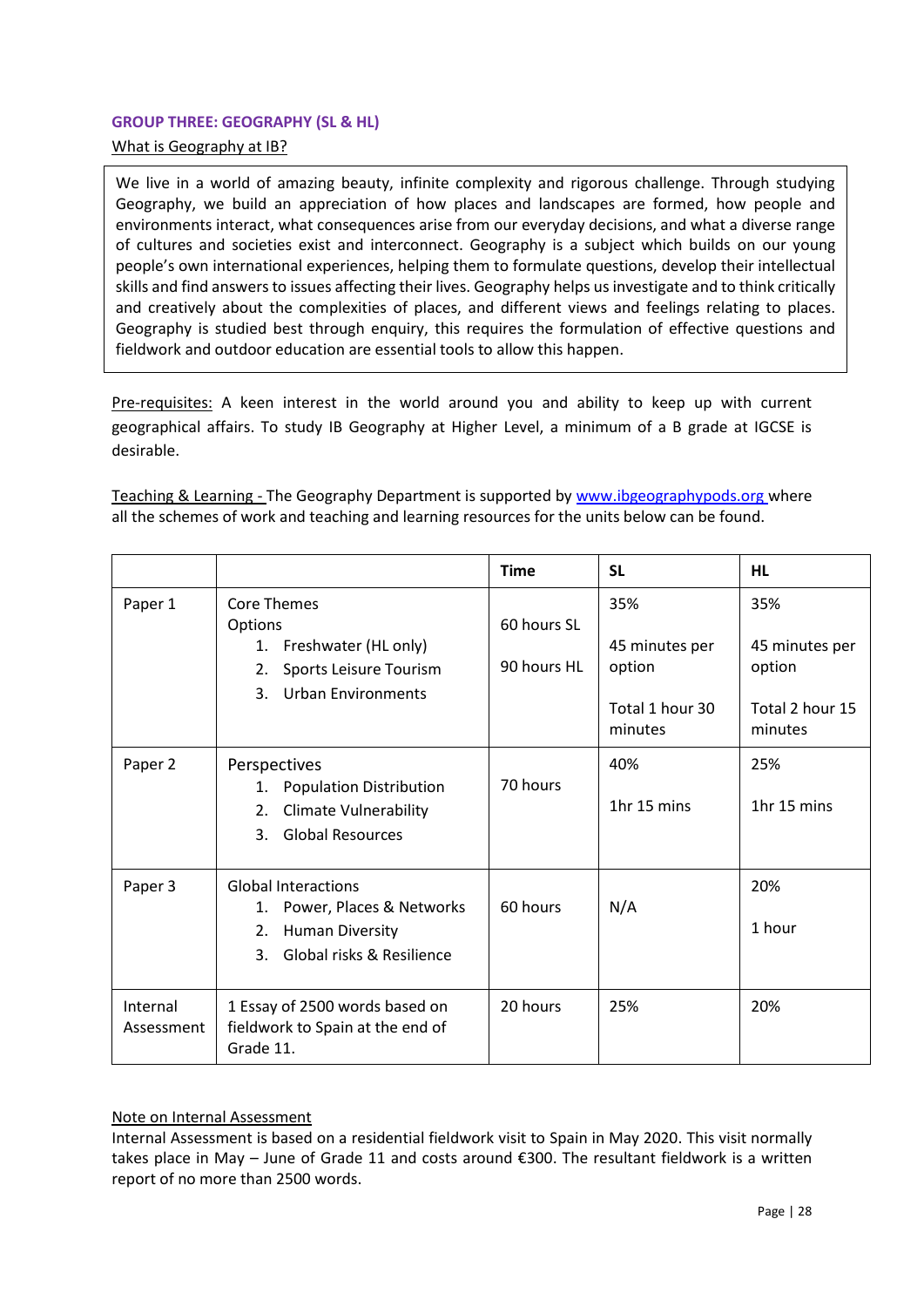## GROUP THREE: GEOGRAPHY (SL & HL)

What is Geography at IB?

We live in a world of amazing beauty, infinite complexity and rigorous challenge. Through studying Geography, we build an appreciation of how places and landscapes are formed, how people and environments interact, what consequences arise from our everyday decisions, and what a diverse range of cultures and societies exist and interconnect. Geography is a subject which builds on our young people's own international experiences, helping them to formulate questions, develop their intellectual skills and find answers to issues affecting their lives. Geography helps us investigate and to think critically and creatively about the complexities of places, and different views and feelings relating to places. Geography is studied best through enquiry, this requires the formulation of effective questions and fieldwork and outdoor education are essential tools to allow this happen.

Pre-requisites: A keen interest in the world around you and ability to keep up with current geographical affairs. To study IB Geography at Higher Level, a minimum of a B grade at IGCSE is desirable.

Teaching & Learning - The Geography Department is supported by www.ibgeographypods.org where all the schemes of work and teaching and learning resources for the units below can be found.

| | | Time | SL | HL |
|---|---|---|---|---|
| Paper 1 | Core Themes<br>Options<br>1. Freshwater (HL only)<br>2. Sports Leisure Tourism<br>3. Urban Environments | 60 hours SL<br>90 hours HL | 35%<br>45 minutes per option<br>Total 1 hour 30 minutes | 35%<br>45 minutes per option<br>Total 2 hour 15 minutes |
| Paper 2 | Perspectives<br>1. Population Distribution<br>2. Climate Vulnerability<br>3. Global Resources | 70 hours | 40%<br>1hr 15 mins | 25%<br>1hr 15 mins |
| Paper 3 | Global Interactions<br>1. Power, Places & Networks<br>2. Human Diversity<br>3. Global risks & Resilience | 60 hours | N/A | 20%<br>1 hour |
| Internal Assessment | 1 Essay of 2500 words based on fieldwork to Spain at the end of Grade 11. | 20 hours | 25% | 20% |

Note on Internal Assessment

Internal Assessment is based on a residential fieldwork visit to Spain in May 2020. This visit normally takes place in May – June of Grade 11 and costs around €300. The resultant fieldwork is a written report of no more than 2500 words.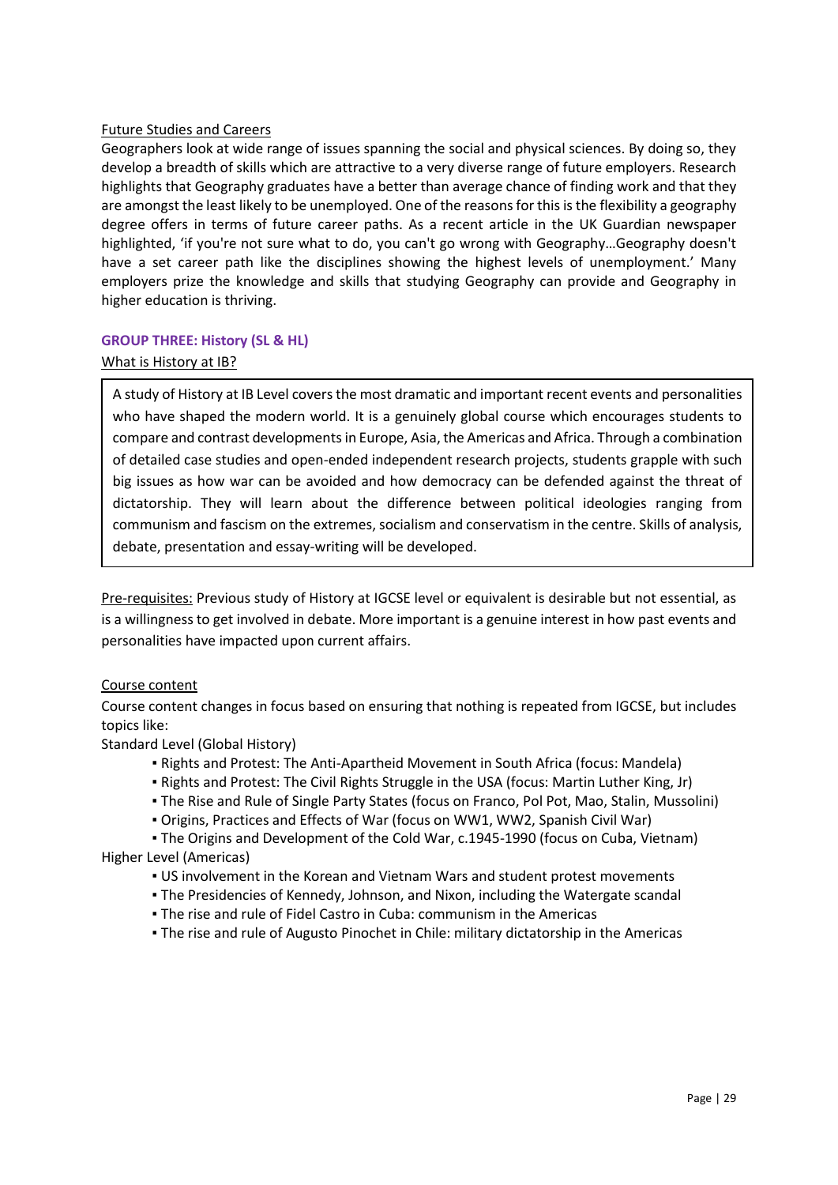Future Studies and Careers

Geographers look at wide range of issues spanning the social and physical sciences. By doing so, they develop a breadth of skills which are attractive to a very diverse range of future employers. Research highlights that Geography graduates have a better than average chance of finding work and that they are amongst the least likely to be unemployed. One of the reasons for this is the flexibility a geography degree offers in terms of future career paths. As a recent article in the UK Guardian newspaper highlighted, 'if you're not sure what to do, you can't go wrong with Geography…Geography doesn't have a set career path like the disciplines showing the highest levels of unemployment.' Many employers prize the knowledge and skills that studying Geography can provide and Geography in higher education is thriving.

## GROUP THREE: History (SL & HL)

What is History at IB?

A study of History at IB Level covers the most dramatic and important recent events and personalities who have shaped the modern world. It is a genuinely global course which encourages students to compare and contrast developments in Europe, Asia, the Americas and Africa. Through a combination of detailed case studies and open-ended independent research projects, students grapple with such big issues as how war can be avoided and how democracy can be defended against the threat of dictatorship. They will learn about the difference between political ideologies ranging from communism and fascism on the extremes, socialism and conservatism in the centre. Skills of analysis, debate, presentation and essay-writing will be developed.

Pre-requisites: Previous study of History at IGCSE level or equivalent is desirable but not essential, as is a willingness to get involved in debate. More important is a genuine interest in how past events and personalities have impacted upon current affairs.

Course content

Course content changes in focus based on ensuring that nothing is repeated from IGCSE, but includes topics like:

Standard Level (Global History)

- Rights and Protest: The Anti-Apartheid Movement in South Africa (focus: Mandela)
- Rights and Protest: The Civil Rights Struggle in the USA (focus: Martin Luther King, Jr)
- The Rise and Rule of Single Party States (focus on Franco, Pol Pot, Mao, Stalin, Mussolini)
- Origins, Practices and Effects of War (focus on WW1, WW2, Spanish Civil War)
- The Origins and Development of the Cold War, c.1945-1990 (focus on Cuba, Vietnam)

Higher Level (Americas)

- US involvement in the Korean and Vietnam Wars and student protest movements
- The Presidencies of Kennedy, Johnson, and Nixon, including the Watergate scandal
- The rise and rule of Fidel Castro in Cuba: communism in the Americas
- The rise and rule of Augusto Pinochet in Chile: military dictatorship in the Americas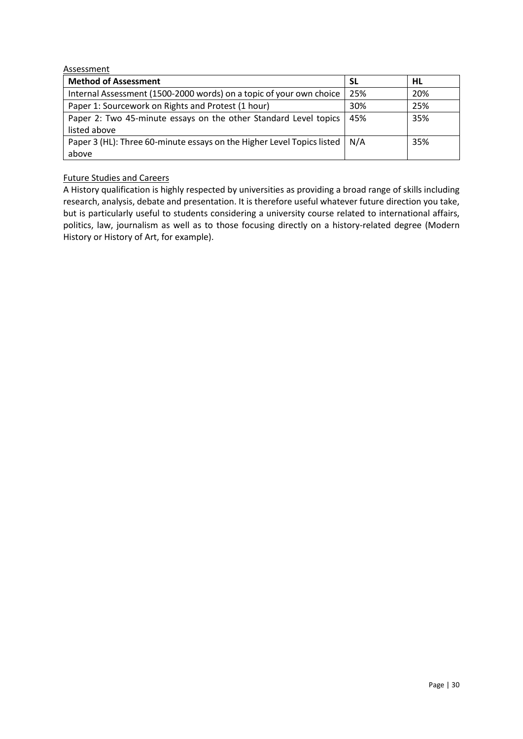Assessment

| **Method of Assessment** | **SL** | **HL** |
| --- | --- | --- |
| Internal Assessment (1500-2000 words) on a topic of your own choice | 25% | 20% |
| Paper 1: Sourcework on Rights and Protest (1 hour) | 30% | 25% |
| Paper 2: Two 45-minute essays on the other Standard Level topics listed above | 45% | 35% |
| Paper 3 (HL): Three 60-minute essays on the Higher Level Topics listed above | N/A | 35% |

Future Studies and Careers

A History qualification is highly respected by universities as providing a broad range of skills including research, analysis, debate and presentation. It is therefore useful whatever future direction you take, but is particularly useful to students considering a university course related to international affairs, politics, law, journalism as well as to those focusing directly on a history-related degree (Modern History or History of Art, for example).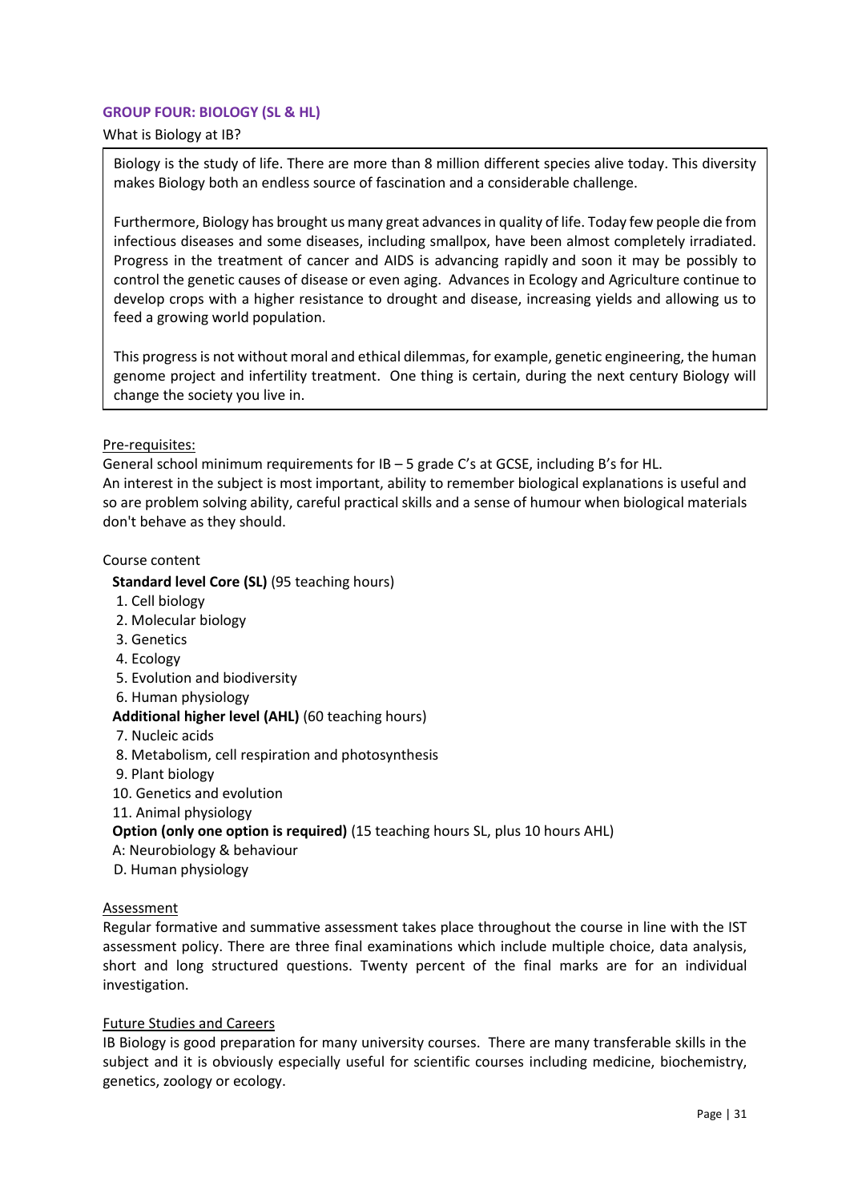## GROUP FOUR: BIOLOGY (SL & HL)

What is Biology at IB?

Biology is the study of life. There are more than 8 million different species alive today. This diversity makes Biology both an endless source of fascination and a considerable challenge.

Furthermore, Biology has brought us many great advances in quality of life. Today few people die from infectious diseases and some diseases, including smallpox, have been almost completely irradiated. Progress in the treatment of cancer and AIDS is advancing rapidly and soon it may be possibly to control the genetic causes of disease or even aging. Advances in Ecology and Agriculture continue to develop crops with a higher resistance to drought and disease, increasing yields and allowing us to feed a growing world population.

This progress is not without moral and ethical dilemmas, for example, genetic engineering, the human genome project and infertility treatment. One thing is certain, during the next century Biology will change the society you live in.

Pre-requisites:

General school minimum requirements for IB – 5 grade C's at GCSE, including B's for HL.
An interest in the subject is most important, ability to remember biological explanations is useful and so are problem solving ability, careful practical skills and a sense of humour when biological materials don't behave as they should.

Course content

**Standard level Core (SL)** (95 teaching hours)

1. Cell biology
2. Molecular biology
3. Genetics
4. Ecology
5. Evolution and biodiversity
6. Human physiology

**Additional higher level (AHL)** (60 teaching hours)

7. Nucleic acids
8. Metabolism, cell respiration and photosynthesis
9. Plant biology
10. Genetics and evolution
11. Animal physiology

**Option (only one option is required)** (15 teaching hours SL, plus 10 hours AHL)

A: Neurobiology & behaviour
D. Human physiology

Assessment

Regular formative and summative assessment takes place throughout the course in line with the IST assessment policy. There are three final examinations which include multiple choice, data analysis, short and long structured questions. Twenty percent of the final marks are for an individual investigation.

Future Studies and Careers

IB Biology is good preparation for many university courses. There are many transferable skills in the subject and it is obviously especially useful for scientific courses including medicine, biochemistry, genetics, zoology or ecology.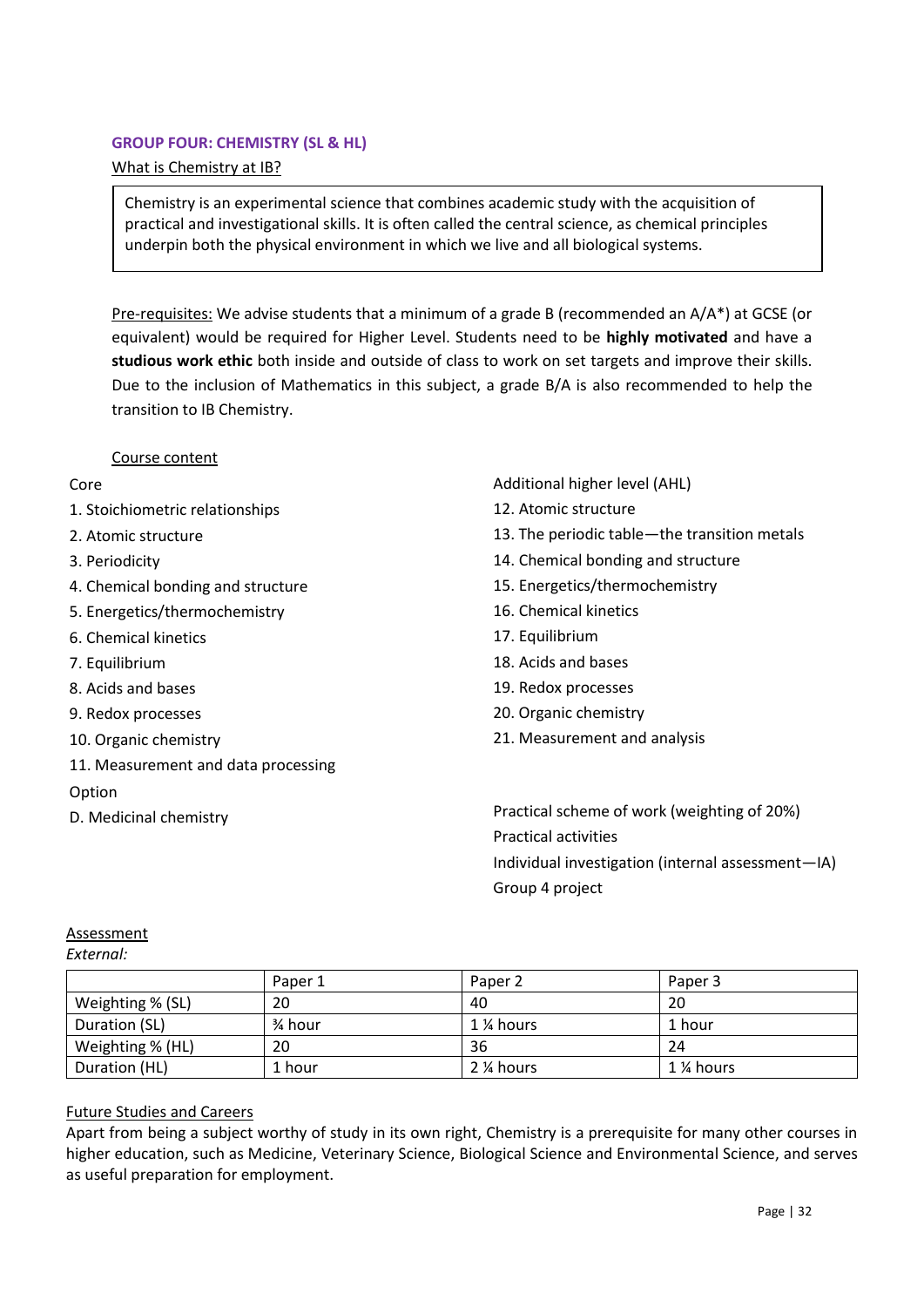## GROUP FOUR: CHEMISTRY (SL & HL)

What is Chemistry at IB?

Chemistry is an experimental science that combines academic study with the acquisition of practical and investigational skills. It is often called the central science, as chemical principles underpin both the physical environment in which we live and all biological systems.

Pre-requisites: We advise students that a minimum of a grade B (recommended an A/A*) at GCSE (or equivalent) would be required for Higher Level. Students need to be **highly motivated** and have a **studious work ethic** both inside and outside of class to work on set targets and improve their skills. Due to the inclusion of Mathematics in this subject, a grade B/A is also recommended to help the transition to IB Chemistry.

Course content

Core

1. Stoichiometric relationships
2. Atomic structure
3. Periodicity
4. Chemical bonding and structure
5. Energetics/thermochemistry
6. Chemical kinetics
7. Equilibrium
8. Acids and bases
9. Redox processes
10. Organic chemistry
11. Measurement and data processing

Option

D. Medicinal chemistry

Additional higher level (AHL)

12. Atomic structure
13. The periodic table—the transition metals
14. Chemical bonding and structure
15. Energetics/thermochemistry
16. Chemical kinetics
17. Equilibrium
18. Acids and bases
19. Redox processes
20. Organic chemistry
21. Measurement and analysis

Practical scheme of work (weighting of 20%)
Practical activities
Individual investigation (internal assessment—IA)
Group 4 project

Assessment

*External:*

| | Paper 1 | Paper 2 | Paper 3 |
|---|---|---|---|
| Weighting % (SL) | 20 | 40 | 20 |
| Duration (SL) | ¾ hour | 1 ¼ hours | 1 hour |
| Weighting % (HL) | 20 | 36 | 24 |
| Duration (HL) | 1 hour | 2 ¼ hours | 1 ¼ hours |

Future Studies and Careers

Apart from being a subject worthy of study in its own right, Chemistry is a prerequisite for many other courses in higher education, such as Medicine, Veterinary Science, Biological Science and Environmental Science, and serves as useful preparation for employment.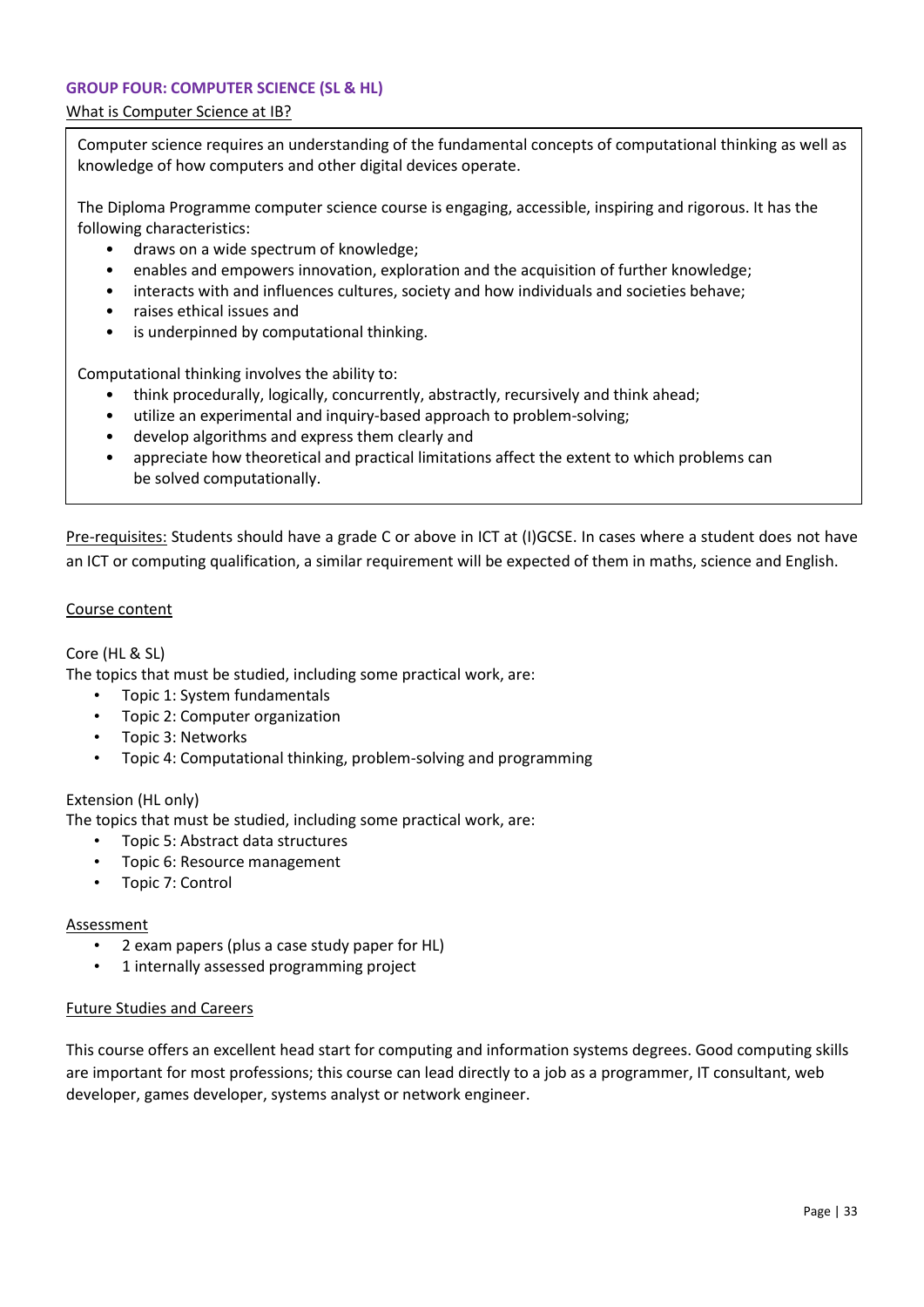## GROUP FOUR: COMPUTER SCIENCE (SL & HL)

### What is Computer Science at IB?

Computer science requires an understanding of the fundamental concepts of computational thinking as well as knowledge of how computers and other digital devices operate.

The Diploma Programme computer science course is engaging, accessible, inspiring and rigorous. It has the following characteristics:

- draws on a wide spectrum of knowledge;
- enables and empowers innovation, exploration and the acquisition of further knowledge;
- interacts with and influences cultures, society and how individuals and societies behave;
- raises ethical issues and
- is underpinned by computational thinking.

Computational thinking involves the ability to:

- think procedurally, logically, concurrently, abstractly, recursively and think ahead;
- utilize an experimental and inquiry-based approach to problem-solving;
- develop algorithms and express them clearly and
- appreciate how theoretical and practical limitations affect the extent to which problems can be solved computationally.

Pre-requisites: Students should have a grade C or above in ICT at (I)GCSE. In cases where a student does not have an ICT or computing qualification, a similar requirement will be expected of them in maths, science and English.

### Course content

Core (HL & SL)

The topics that must be studied, including some practical work, are:

- Topic 1: System fundamentals
- Topic 2: Computer organization
- Topic 3: Networks
- Topic 4: Computational thinking, problem-solving and programming

Extension (HL only)

The topics that must be studied, including some practical work, are:

- Topic 5: Abstract data structures
- Topic 6: Resource management
- Topic 7: Control

### Assessment

- 2 exam papers (plus a case study paper for HL)
- 1 internally assessed programming project

### Future Studies and Careers

This course offers an excellent head start for computing and information systems degrees. Good computing skills are important for most professions; this course can lead directly to a job as a programmer, IT consultant, web developer, games developer, systems analyst or network engineer.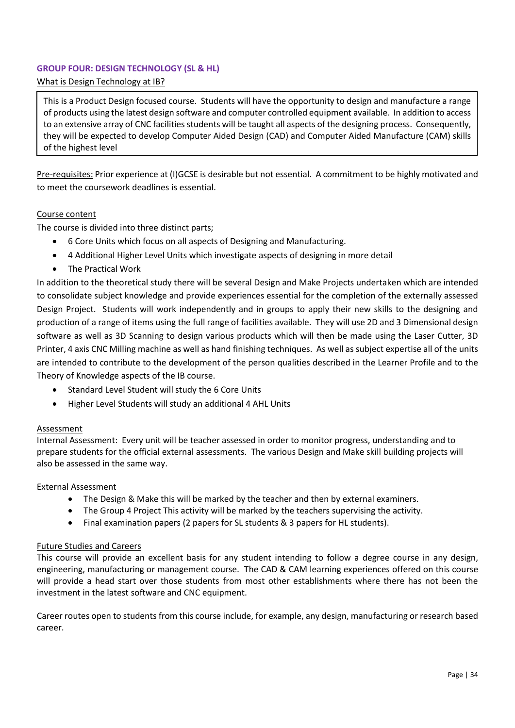## GROUP FOUR: DESIGN TECHNOLOGY (SL & HL)

What is Design Technology at IB?

This is a Product Design focused course. Students will have the opportunity to design and manufacture a range of products using the latest design software and computer controlled equipment available. In addition to access to an extensive array of CNC facilities students will be taught all aspects of the designing process. Consequently, they will be expected to develop Computer Aided Design (CAD) and Computer Aided Manufacture (CAM) skills of the highest level

Pre-requisites: Prior experience at (I)GCSE is desirable but not essential. A commitment to be highly motivated and to meet the coursework deadlines is essential.

Course content

The course is divided into three distinct parts;

- 6 Core Units which focus on all aspects of Designing and Manufacturing.
- 4 Additional Higher Level Units which investigate aspects of designing in more detail
- The Practical Work

In addition to the theoretical study there will be several Design and Make Projects undertaken which are intended to consolidate subject knowledge and provide experiences essential for the completion of the externally assessed Design Project. Students will work independently and in groups to apply their new skills to the designing and production of a range of items using the full range of facilities available. They will use 2D and 3 Dimensional design software as well as 3D Scanning to design various products which will then be made using the Laser Cutter, 3D Printer, 4 axis CNC Milling machine as well as hand finishing techniques. As well as subject expertise all of the units are intended to contribute to the development of the person qualities described in the Learner Profile and to the Theory of Knowledge aspects of the IB course.

- Standard Level Student will study the 6 Core Units
- Higher Level Students will study an additional 4 AHL Units

Assessment

Internal Assessment: Every unit will be teacher assessed in order to monitor progress, understanding and to prepare students for the official external assessments. The various Design and Make skill building projects will also be assessed in the same way.

External Assessment

- The Design & Make this will be marked by the teacher and then by external examiners.
- The Group 4 Project This activity will be marked by the teachers supervising the activity.
- Final examination papers (2 papers for SL students & 3 papers for HL students).

Future Studies and Careers

This course will provide an excellent basis for any student intending to follow a degree course in any design, engineering, manufacturing or management course. The CAD & CAM learning experiences offered on this course will provide a head start over those students from most other establishments where there has not been the investment in the latest software and CNC equipment.

Career routes open to students from this course include, for example, any design, manufacturing or research based career.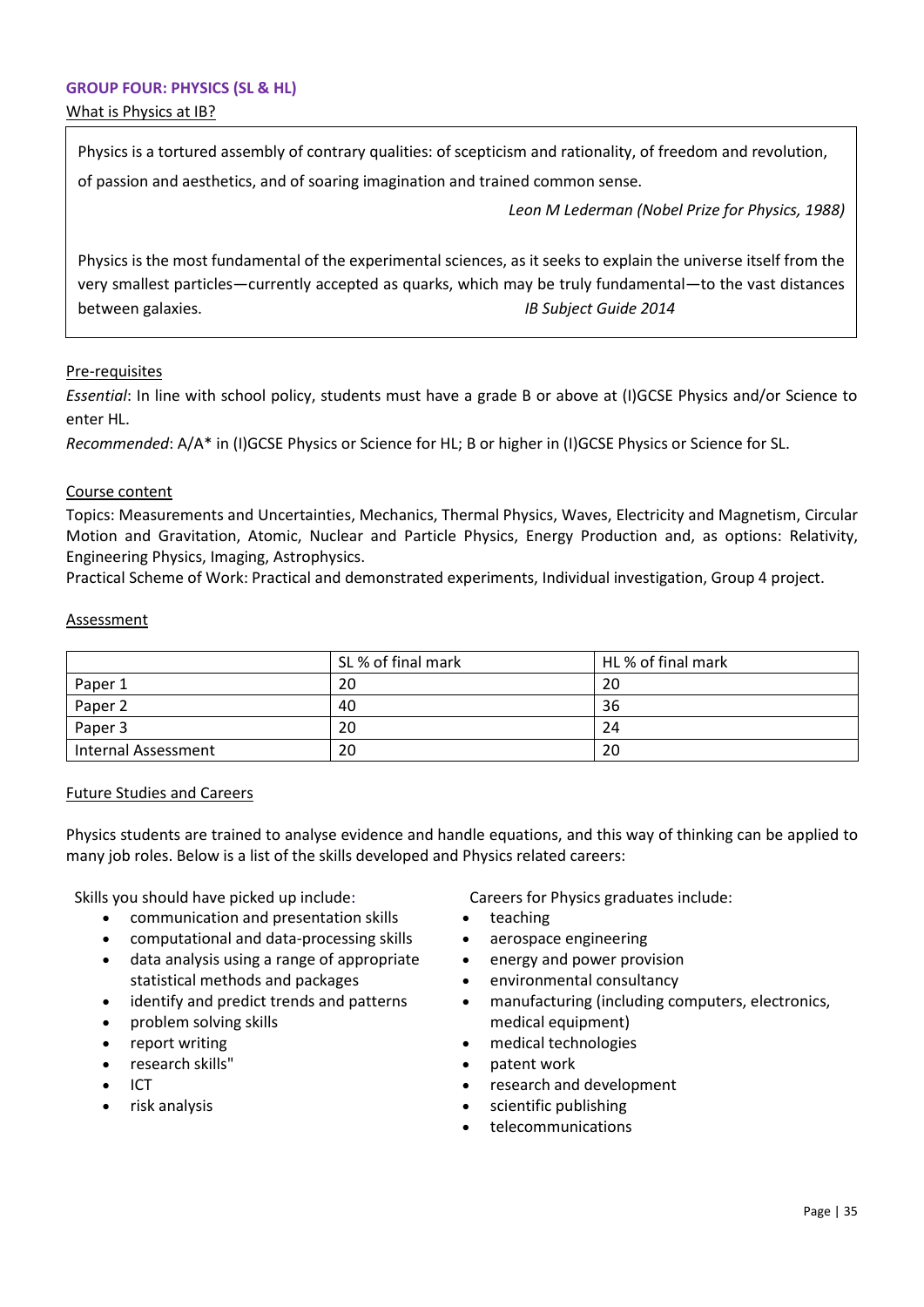## GROUP FOUR: PHYSICS (SL & HL)

What is Physics at IB?

> Physics is a tortured assembly of contrary qualities: of scepticism and rationality, of freedom and revolution, of passion and aesthetics, and of soaring imagination and trained common sense.
>
> *Leon M Lederman (Nobel Prize for Physics, 1988)*
>
> Physics is the most fundamental of the experimental sciences, as it seeks to explain the universe itself from the very smallest particles—currently accepted as quarks, which may be truly fundamental—to the vast distances between galaxies. *IB Subject Guide 2014*

Pre-requisites

*Essential*: In line with school policy, students must have a grade B or above at (I)GCSE Physics and/or Science to enter HL.

*Recommended*: A/A* in (I)GCSE Physics or Science for HL; B or higher in (I)GCSE Physics or Science for SL.

Course content

Topics: Measurements and Uncertainties, Mechanics, Thermal Physics, Waves, Electricity and Magnetism, Circular Motion and Gravitation, Atomic, Nuclear and Particle Physics, Energy Production and, as options: Relativity, Engineering Physics, Imaging, Astrophysics.

Practical Scheme of Work: Practical and demonstrated experiments, Individual investigation, Group 4 project.

Assessment

| | SL % of final mark | HL % of final mark |
|---|---|---|
| Paper 1 | 20 | 20 |
| Paper 2 | 40 | 36 |
| Paper 3 | 20 | 24 |
| Internal Assessment | 20 | 20 |

Future Studies and Careers

Physics students are trained to analyse evidence and handle equations, and this way of thinking can be applied to many job roles. Below is a list of the skills developed and Physics related careers:

Skills you should have picked up include:

- communication and presentation skills
- computational and data-processing skills
- data analysis using a range of appropriate statistical methods and packages
- identify and predict trends and patterns
- problem solving skills
- report writing
- research skills"
- ICT
- risk analysis

Careers for Physics graduates include:

- teaching
- aerospace engineering
- energy and power provision
- environmental consultancy
- manufacturing (including computers, electronics, medical equipment)
- medical technologies
- patent work
- research and development
- scientific publishing
- telecommunications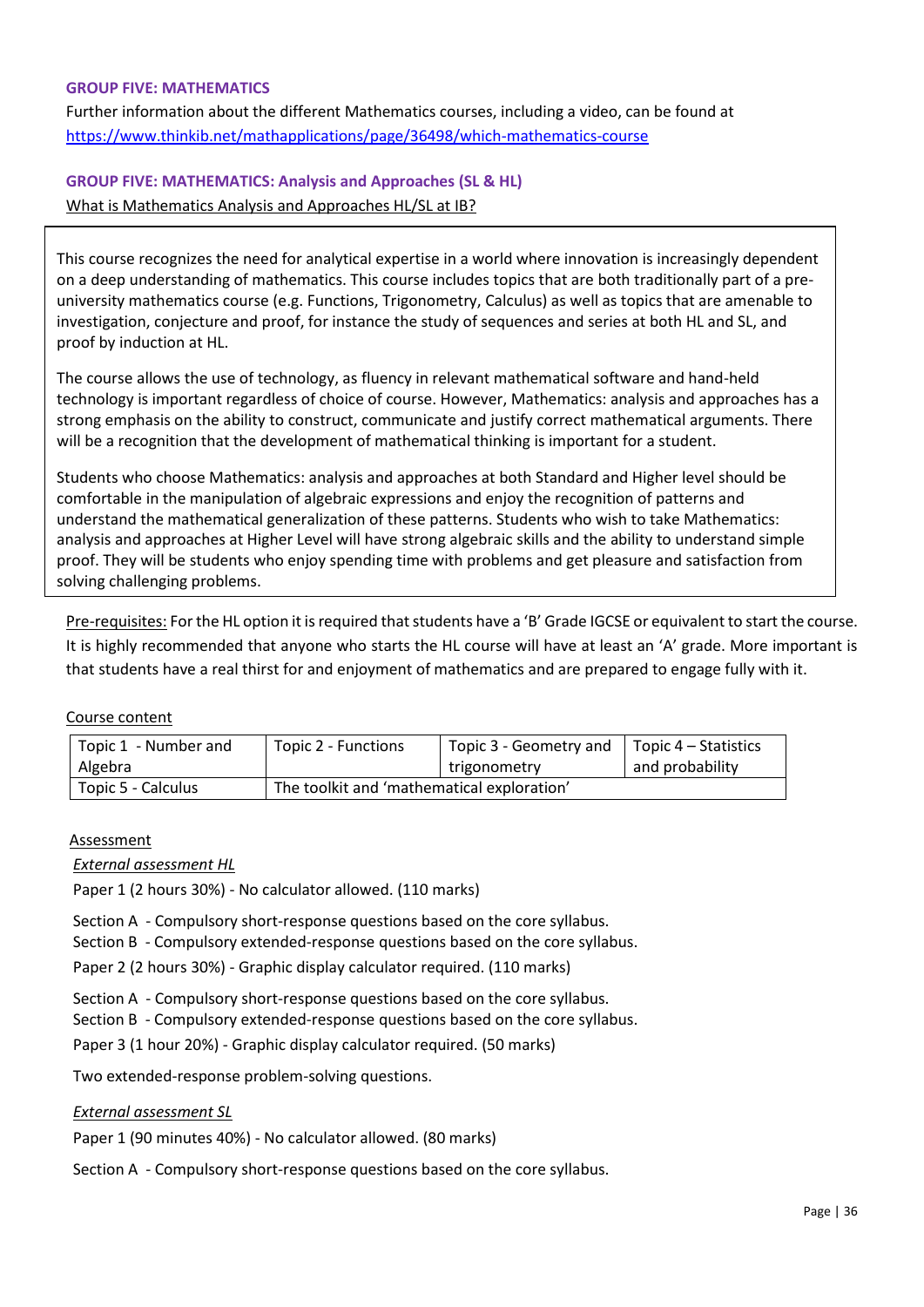### GROUP FIVE: MATHEMATICS

Further information about the different Mathematics courses, including a video, can be found at https://www.thinkib.net/mathapplications/page/36498/which-mathematics-course

### GROUP FIVE: MATHEMATICS: Analysis and Approaches (SL & HL)

What is Mathematics Analysis and Approaches HL/SL at IB?

This course recognizes the need for analytical expertise in a world where innovation is increasingly dependent on a deep understanding of mathematics. This course includes topics that are both traditionally part of a pre-university mathematics course (e.g. Functions, Trigonometry, Calculus) as well as topics that are amenable to investigation, conjecture and proof, for instance the study of sequences and series at both HL and SL, and proof by induction at HL.

The course allows the use of technology, as fluency in relevant mathematical software and hand-held technology is important regardless of choice of course. However, Mathematics: analysis and approaches has a strong emphasis on the ability to construct, communicate and justify correct mathematical arguments. There will be a recognition that the development of mathematical thinking is important for a student.

Students who choose Mathematics: analysis and approaches at both Standard and Higher level should be comfortable in the manipulation of algebraic expressions and enjoy the recognition of patterns and understand the mathematical generalization of these patterns. Students who wish to take Mathematics: analysis and approaches at Higher Level will have strong algebraic skills and the ability to understand simple proof. They will be students who enjoy spending time with problems and get pleasure and satisfaction from solving challenging problems.

Pre-requisites: For the HL option it is required that students have a 'B' Grade IGCSE or equivalent to start the course. It is highly recommended that anyone who starts the HL course will have at least an 'A' grade. More important is that students have a real thirst for and enjoyment of mathematics and are prepared to engage fully with it.

Course content

| Topic 1 - Number and Algebra | Topic 2 - Functions | Topic 3 - Geometry and trigonometry | Topic 4 – Statistics and probability |
|---|---|---|---|
| Topic 5 - Calculus | The toolkit and 'mathematical exploration' | | |

Assessment

*External assessment HL*

Paper 1 (2 hours 30%) - No calculator allowed. (110 marks)

Section A - Compulsory short-response questions based on the core syllabus.
Section B - Compulsory extended-response questions based on the core syllabus.

Paper 2 (2 hours 30%) - Graphic display calculator required. (110 marks)

Section A - Compulsory short-response questions based on the core syllabus.
Section B - Compulsory extended-response questions based on the core syllabus.

Paper 3 (1 hour 20%) - Graphic display calculator required. (50 marks)

Two extended-response problem-solving questions.

*External assessment SL*

Paper 1 (90 minutes 40%) - No calculator allowed. (80 marks)

Section A - Compulsory short-response questions based on the core syllabus.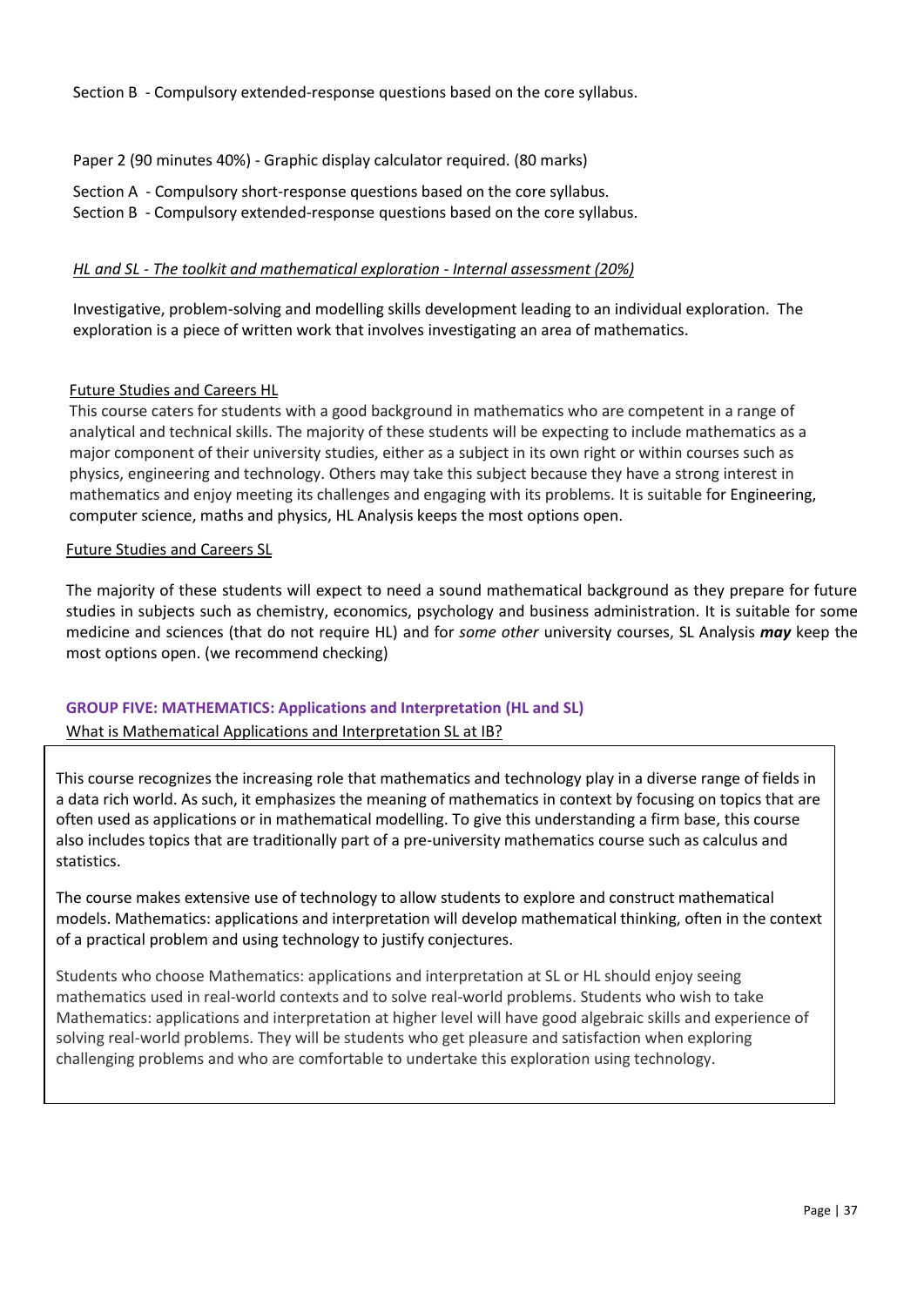Section B - Compulsory extended-response questions based on the core syllabus.

Paper 2 (90 minutes 40%) - Graphic display calculator required. (80 marks)

Section A - Compulsory short-response questions based on the core syllabus.
Section B - Compulsory extended-response questions based on the core syllabus.

*HL and SL - The toolkit and mathematical exploration - Internal assessment (20%)*

Investigative, problem-solving and modelling skills development leading to an individual exploration. The exploration is a piece of written work that involves investigating an area of mathematics.

Future Studies and Careers HL

This course caters for students with a good background in mathematics who are competent in a range of analytical and technical skills. The majority of these students will be expecting to include mathematics as a major component of their university studies, either as a subject in its own right or within courses such as physics, engineering and technology. Others may take this subject because they have a strong interest in mathematics and enjoy meeting its challenges and engaging with its problems. It is suitable for Engineering, computer science, maths and physics, HL Analysis keeps the most options open.

Future Studies and Careers SL

The majority of these students will expect to need a sound mathematical background as they prepare for future studies in subjects such as chemistry, economics, psychology and business administration. It is suitable for some medicine and sciences (that do not require HL) and for *some other* university courses, SL Analysis ***may*** keep the most options open. (we recommend checking)

## GROUP FIVE: MATHEMATICS: Applications and Interpretation (HL and SL)

What is Mathematical Applications and Interpretation SL at IB?

This course recognizes the increasing role that mathematics and technology play in a diverse range of fields in a data rich world. As such, it emphasizes the meaning of mathematics in context by focusing on topics that are often used as applications or in mathematical modelling. To give this understanding a firm base, this course also includes topics that are traditionally part of a pre-university mathematics course such as calculus and statistics.

The course makes extensive use of technology to allow students to explore and construct mathematical models. Mathematics: applications and interpretation will develop mathematical thinking, often in the context of a practical problem and using technology to justify conjectures.

Students who choose Mathematics: applications and interpretation at SL or HL should enjoy seeing mathematics used in real-world contexts and to solve real-world problems. Students who wish to take Mathematics: applications and interpretation at higher level will have good algebraic skills and experience of solving real-world problems. They will be students who get pleasure and satisfaction when exploring challenging problems and who are comfortable to undertake this exploration using technology.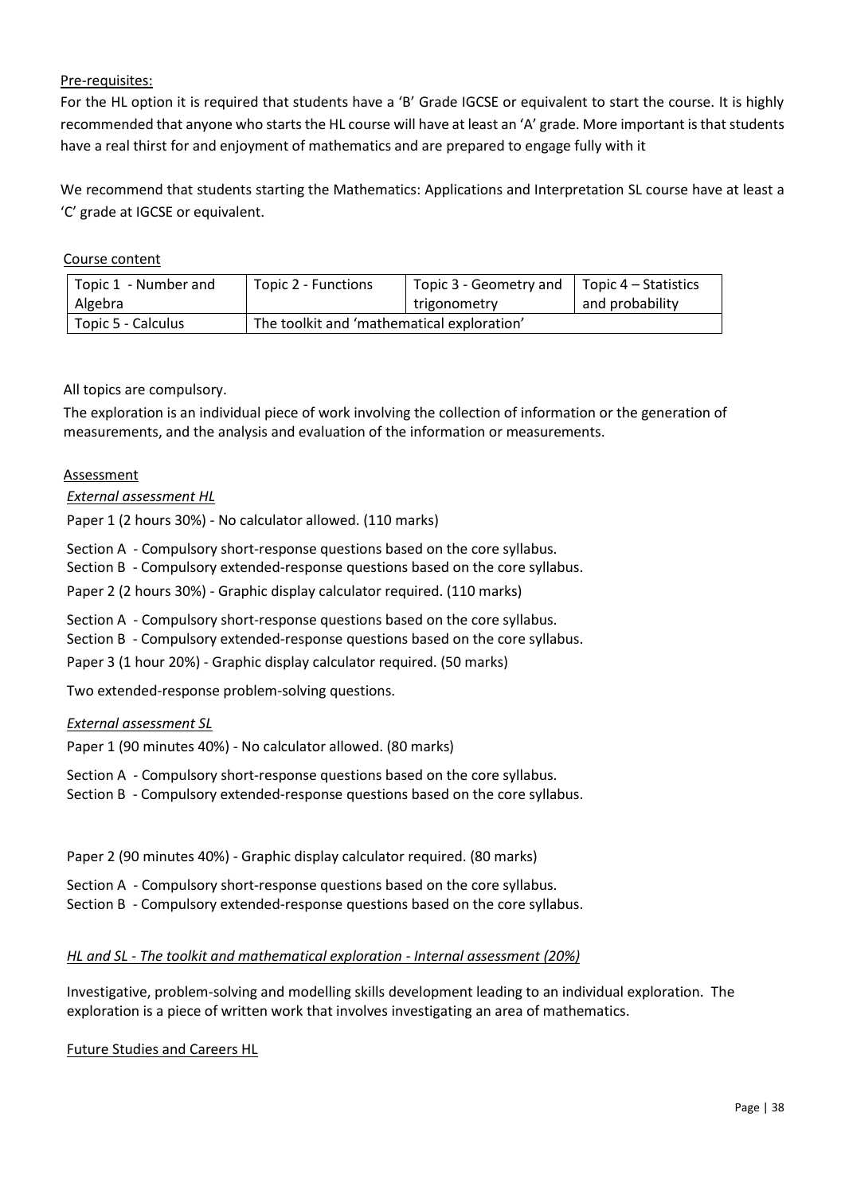Pre-requisites:

For the HL option it is required that students have a 'B' Grade IGCSE or equivalent to start the course. It is highly recommended that anyone who starts the HL course will have at least an 'A' grade. More important is that students have a real thirst for and enjoyment of mathematics and are prepared to engage fully with it

We recommend that students starting the Mathematics: Applications and Interpretation SL course have at least a 'C' grade at IGCSE or equivalent.

Course content

| Topic 1 - Number and Algebra | Topic 2 - Functions | Topic 3 - Geometry and trigonometry | Topic 4 – Statistics and probability |
|---|---|---|---|
| Topic 5 - Calculus | The toolkit and 'mathematical exploration' | | |

All topics are compulsory.

The exploration is an individual piece of work involving the collection of information or the generation of measurements, and the analysis and evaluation of the information or measurements.

Assessment

*External assessment HL*

Paper 1 (2 hours 30%) - No calculator allowed. (110 marks)

Section A - Compulsory short-response questions based on the core syllabus.
Section B - Compulsory extended-response questions based on the core syllabus.

Paper 2 (2 hours 30%) - Graphic display calculator required. (110 marks)

Section A - Compulsory short-response questions based on the core syllabus.
Section B - Compulsory extended-response questions based on the core syllabus.

Paper 3 (1 hour 20%) - Graphic display calculator required. (50 marks)

Two extended-response problem-solving questions.

*External assessment SL*

Paper 1 (90 minutes 40%) - No calculator allowed. (80 marks)

Section A - Compulsory short-response questions based on the core syllabus.
Section B - Compulsory extended-response questions based on the core syllabus.

Paper 2 (90 minutes 40%) - Graphic display calculator required. (80 marks)

Section A - Compulsory short-response questions based on the core syllabus.
Section B - Compulsory extended-response questions based on the core syllabus.

*HL and SL - The toolkit and mathematical exploration - Internal assessment (20%)*

Investigative, problem-solving and modelling skills development leading to an individual exploration. The exploration is a piece of written work that involves investigating an area of mathematics.

Future Studies and Careers HL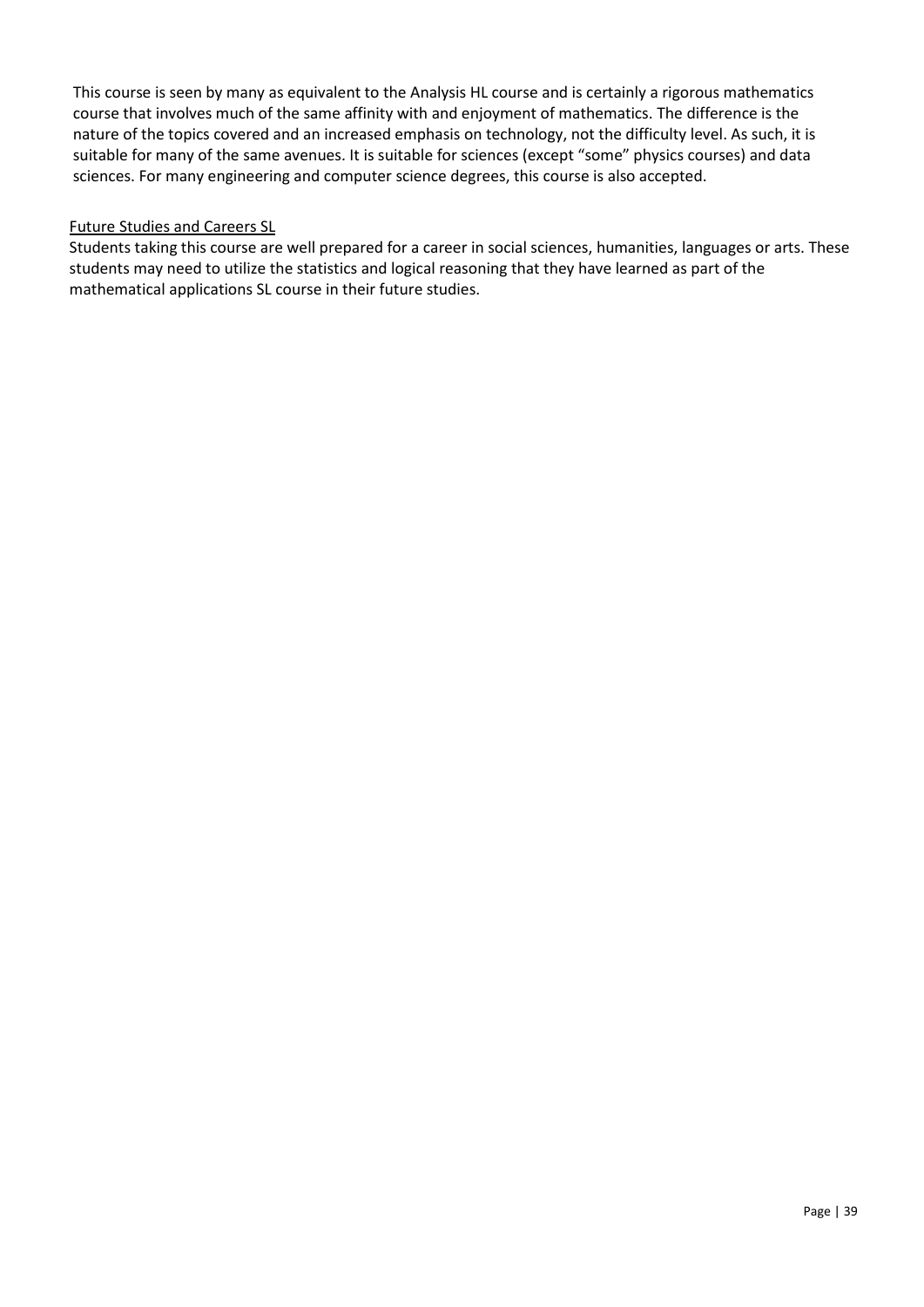This course is seen by many as equivalent to the Analysis HL course and is certainly a rigorous mathematics course that involves much of the same affinity with and enjoyment of mathematics. The difference is the nature of the topics covered and an increased emphasis on technology, not the difficulty level. As such, it is suitable for many of the same avenues. It is suitable for sciences (except "some" physics courses) and data sciences. For many engineering and computer science degrees, this course is also accepted.

<u>Future Studies and Careers SL</u>

Students taking this course are well prepared for a career in social sciences, humanities, languages or arts. These students may need to utilize the statistics and logical reasoning that they have learned as part of the mathematical applications SL course in their future studies.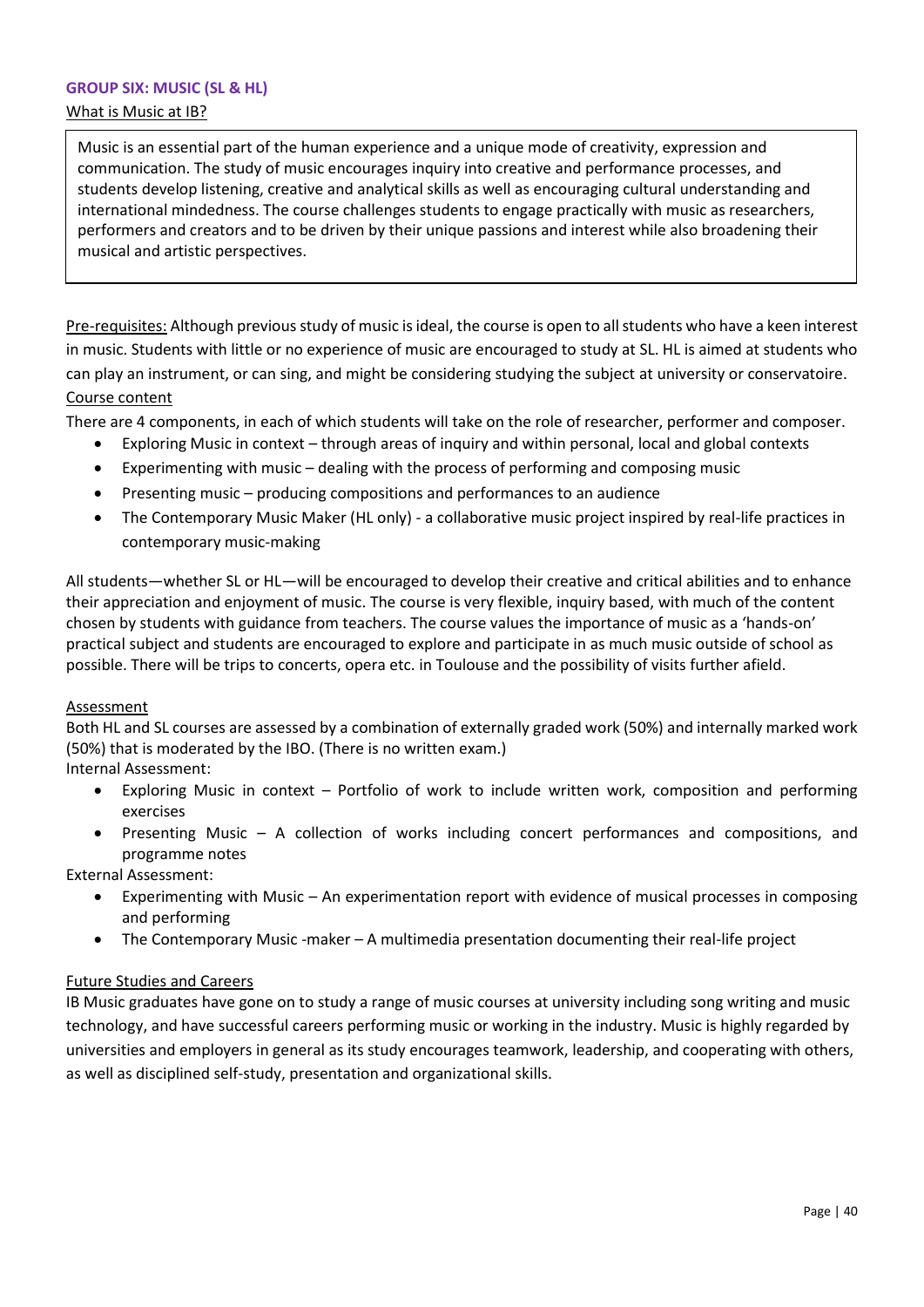### GROUP SIX: MUSIC (SL & HL)

What is Music at IB?

> Music is an essential part of the human experience and a unique mode of creativity, expression and communication. The study of music encourages inquiry into creative and performance processes, and students develop listening, creative and analytical skills as well as encouraging cultural understanding and international mindedness. The course challenges students to engage practically with music as researchers, performers and creators and to be driven by their unique passions and interest while also broadening their musical and artistic perspectives.

Pre-requisites: Although previous study of music is ideal, the course is open to all students who have a keen interest in music. Students with little or no experience of music are encouraged to study at SL. HL is aimed at students who can play an instrument, or can sing, and might be considering studying the subject at university or conservatoire.

Course content

There are 4 components, in each of which students will take on the role of researcher, performer and composer.

- Exploring Music in context – through areas of inquiry and within personal, local and global contexts
- Experimenting with music – dealing with the process of performing and composing music
- Presenting music – producing compositions and performances to an audience
- The Contemporary Music Maker (HL only) - a collaborative music project inspired by real-life practices in contemporary music-making

All students—whether SL or HL—will be encouraged to develop their creative and critical abilities and to enhance their appreciation and enjoyment of music. The course is very flexible, inquiry based, with much of the content chosen by students with guidance from teachers. The course values the importance of music as a 'hands-on' practical subject and students are encouraged to explore and participate in as much music outside of school as possible. There will be trips to concerts, opera etc. in Toulouse and the possibility of visits further afield.

Assessment

Both HL and SL courses are assessed by a combination of externally graded work (50%) and internally marked work (50%) that is moderated by the IBO. (There is no written exam.)

Internal Assessment:

- Exploring Music in context – Portfolio of work to include written work, composition and performing exercises
- Presenting Music – A collection of works including concert performances and compositions, and programme notes

External Assessment:

- Experimenting with Music – An experimentation report with evidence of musical processes in composing and performing
- The Contemporary Music -maker – A multimedia presentation documenting their real-life project

Future Studies and Careers

IB Music graduates have gone on to study a range of music courses at university including song writing and music technology, and have successful careers performing music or working in the industry. Music is highly regarded by universities and employers in general as its study encourages teamwork, leadership, and cooperating with others, as well as disciplined self-study, presentation and organizational skills.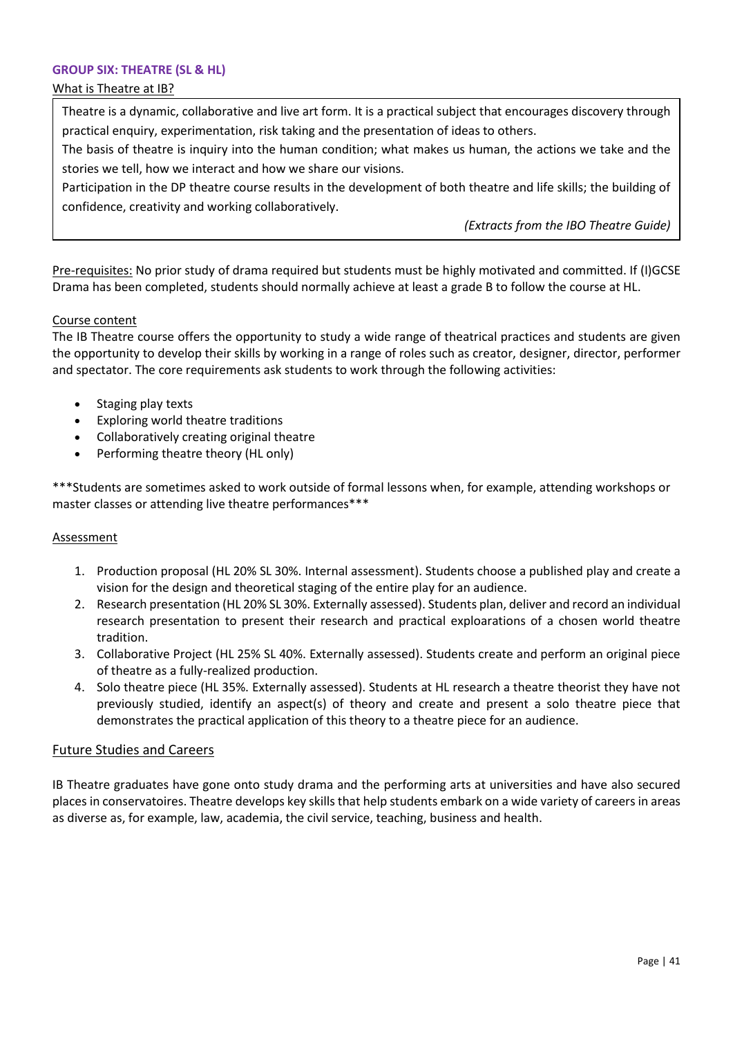## GROUP SIX: THEATRE (SL & HL)

<u>What is Theatre at IB?</u>

> Theatre is a dynamic, collaborative and live art form. It is a practical subject that encourages discovery through practical enquiry, experimentation, risk taking and the presentation of ideas to others.
>
> The basis of theatre is inquiry into the human condition; what makes us human, the actions we take and the stories we tell, how we interact and how we share our visions.
>
> Participation in the DP theatre course results in the development of both theatre and life skills; the building of confidence, creativity and working collaboratively.
>
> *(Extracts from the IBO Theatre Guide)*

<u>Pre-requisites:</u> No prior study of drama required but students must be highly motivated and committed. If (I)GCSE Drama has been completed, students should normally achieve at least a grade B to follow the course at HL.

<u>Course content</u>

The IB Theatre course offers the opportunity to study a wide range of theatrical practices and students are given the opportunity to develop their skills by working in a range of roles such as creator, designer, director, performer and spectator. The core requirements ask students to work through the following activities:

- Staging play texts
- Exploring world theatre traditions
- Collaboratively creating original theatre
- Performing theatre theory (HL only)

***Students are sometimes asked to work outside of formal lessons when, for example, attending workshops or master classes or attending live theatre performances***

<u>Assessment</u>

1. Production proposal (HL 20% SL 30%. Internal assessment). Students choose a published play and create a vision for the design and theoretical staging of the entire play for an audience.
2. Research presentation (HL 20% SL 30%. Externally assessed). Students plan, deliver and record an individual research presentation to present their research and practical exploarations of a chosen world theatre tradition.
3. Collaborative Project (HL 25% SL 40%. Externally assessed). Students create and perform an original piece of theatre as a fully-realized production.
4. Solo theatre piece (HL 35%. Externally assessed). Students at HL research a theatre theorist they have not previously studied, identify an aspect(s) of theory and create and present a solo theatre piece that demonstrates the practical application of this theory to a theatre piece for an audience.

<u>Future Studies and Careers</u>

IB Theatre graduates have gone onto study drama and the performing arts at universities and have also secured places in conservatoires. Theatre develops key skills that help students embark on a wide variety of careers in areas as diverse as, for example, law, academia, the civil service, teaching, business and health.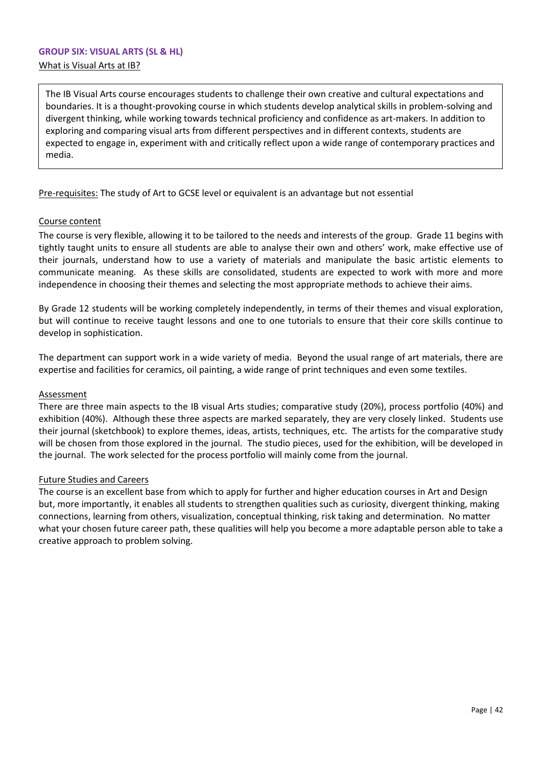## GROUP SIX: VISUAL ARTS (SL & HL)

What is Visual Arts at IB?

> The IB Visual Arts course encourages students to challenge their own creative and cultural expectations and boundaries. It is a thought-provoking course in which students develop analytical skills in problem-solving and divergent thinking, while working towards technical proficiency and confidence as art-makers. In addition to exploring and comparing visual arts from different perspectives and in different contexts, students are expected to engage in, experiment with and critically reflect upon a wide range of contemporary practices and media.

Pre-requisites: The study of Art to GCSE level or equivalent is an advantage but not essential

### Course content

The course is very flexible, allowing it to be tailored to the needs and interests of the group. Grade 11 begins with tightly taught units to ensure all students are able to analyse their own and others' work, make effective use of their journals, understand how to use a variety of materials and manipulate the basic artistic elements to communicate meaning. As these skills are consolidated, students are expected to work with more and more independence in choosing their themes and selecting the most appropriate methods to achieve their aims.

By Grade 12 students will be working completely independently, in terms of their themes and visual exploration, but will continue to receive taught lessons and one to one tutorials to ensure that their core skills continue to develop in sophistication.

The department can support work in a wide variety of media. Beyond the usual range of art materials, there are expertise and facilities for ceramics, oil painting, a wide range of print techniques and even some textiles.

### Assessment

There are three main aspects to the IB visual Arts studies; comparative study (20%), process portfolio (40%) and exhibition (40%). Although these three aspects are marked separately, they are very closely linked. Students use their journal (sketchbook) to explore themes, ideas, artists, techniques, etc. The artists for the comparative study will be chosen from those explored in the journal. The studio pieces, used for the exhibition, will be developed in the journal. The work selected for the process portfolio will mainly come from the journal.

### Future Studies and Careers

The course is an excellent base from which to apply for further and higher education courses in Art and Design but, more importantly, it enables all students to strengthen qualities such as curiosity, divergent thinking, making connections, learning from others, visualization, conceptual thinking, risk taking and determination. No matter what your chosen future career path, these qualities will help you become a more adaptable person able to take a creative approach to problem solving.